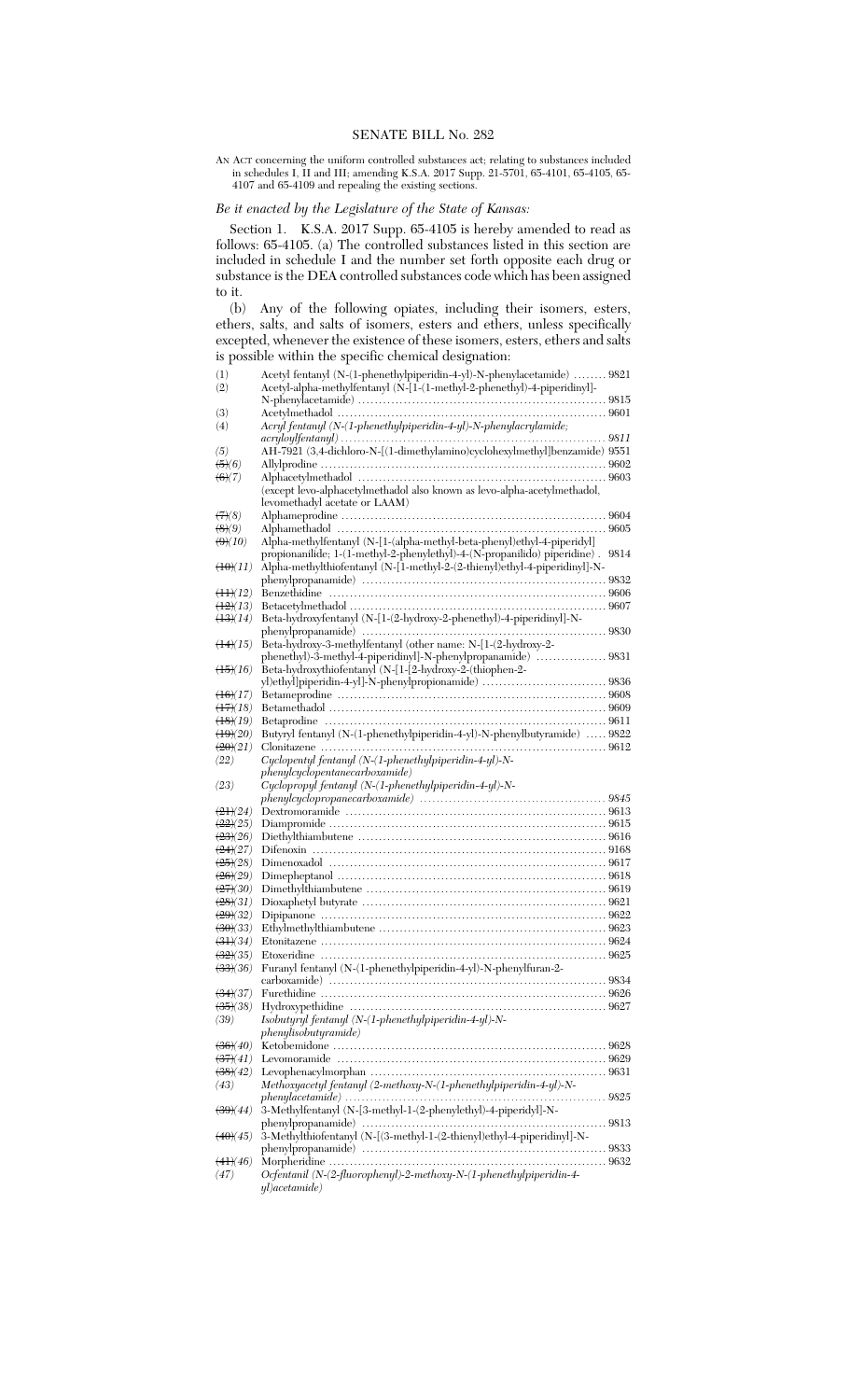# SENATE BILL No. 282

AN ACT concerning the uniform controlled substances act; relating to substances included in schedules I, II and III; amending K.S.A. 2017 Supp. 21-5701, 65-4101, 65-4105, 65-4107 and 65-4109 and repealing the existing sections.

*Be it enacted by the Legislature of the State of Kansas:*

Section 1. K.S.A. 2017 Supp. 65-4105 is hereby amended to read as follows: 65-4105. (a) The controlled substances listed in this section are included in schedule I and the number set forth opposite each drug or substance is the DEA controlled substances code which has been assigned to it.

(b) Any of the following opiates, including their isomers, esters, ethers, salts, and salts of isomers, esters and ethers, unless specifically excepted, whenever the existence of these isomers, esters, ethers and salts is possible within the specific chemical designation:

| | | |
|---|---|---|
| (1) | Acetyl fentanyl (N-(1-phenethylpiperidin-4-yl)-N-phenylacetamide) | 9821 |
| (2) | Acetyl-alpha-methylfentanyl (N-[1-(1-methyl-2-phenethyl)-4-piperidinyl]-N-phenylacetamide) | 9815 |
| (3) | Acetylmethadol | 9601 |
| (4) | *Acryl fentanyl (N-(1-phenethylpiperidin-4-yl)-N-phenylacrylamide; acryloylfentanyl)* | *9811* |
| *(5)* | AH-7921 (3,4-dichloro-N-[(1-dimethylamino)cyclohexylmethyl]benzamide) | 9551 |
| ~~(5)~~*(6)* | Allylprodine | 9602 |
| ~~(6)~~*(7)* | Alphacetylmethadol (except levo-alphacetylmethadol also known as levo-alpha-acetylmethadol, levomethadyl acetate or LAAM) | 9603 |
| ~~(7)~~*(8)* | Alphameprodine | 9604 |
| ~~(8)~~*(9)* | Alphamethadol | 9605 |
| ~~(9)~~*(10)* | Alpha-methylfentanyl (N-[1-(alpha-methyl-beta-phenyl)ethyl-4-piperidyl] propionanilide; 1-(1-methyl-2-phenylethyl)-4-(N-propanilido) piperidine) | 9814 |
| ~~(10)~~*(11)* | Alpha-methylthiofentanyl (N-[1-methyl-2-(2-thienyl)ethyl-4-piperidinyl]-N-phenylpropanamide) | 9832 |
| ~~(11)~~*(12)* | Benzethidine | 9606 |
| ~~(12)~~*(13)* | Betacetylmethadol | 9607 |
| ~~(13)~~*(14)* | Beta-hydroxyfentanyl (N-[1-(2-hydroxy-2-phenethyl)-4-piperidinyl]-N-phenylpropanamide) | 9830 |
| ~~(14)~~*(15)* | Beta-hydroxy-3-methylfentanyl (other name: N-[1-(2-hydroxy-2-phenethyl)-3-methyl-4-piperidinyl]-N-phenylpropanamide) | 9831 |
| ~~(15)~~*(16)* | Beta-hydroxythiofentanyl (N-[1-[2-hydroxy-2-(thiophen-2-yl)ethyl]piperidin-4-yl]-N-phenylpropionamide) | 9836 |
| ~~(16)~~*(17)* | Betameprodine | 9608 |
| ~~(17)~~*(18)* | Betamethadol | 9609 |
| ~~(18)~~*(19)* | Betaprodine | 9611 |
| ~~(19)~~*(20)* | Butyryl fentanyl (N-(1-phenethylpiperidin-4-yl)-N-phenylbutyramide) | 9822 |
| ~~(20)~~*(21)* | Clonitazene | 9612 |
| *(22)* | *Cyclopentyl fentanyl (N-(1-phenethylpiperidin-4-yl)-N-phenylcyclopentanecarboxamide)* | |
| *(23)* | *Cyclopropyl fentanyl (N-(1-phenethylpiperidin-4-yl)-N-phenylcyclopropanecarboxamide)* | *9845* |
| ~~(21)~~*(24)* | Dextromoramide | 9613 |
| ~~(22)~~*(25)* | Diampromide | 9615 |
| ~~(23)~~*(26)* | Diethylthiambutene | 9616 |
| ~~(24)~~*(27)* | Difenoxin | 9168 |
| ~~(25)~~*(28)* | Dimenoxadol | 9617 |
| ~~(26)~~*(29)* | Dimepheptanol | 9618 |
| ~~(27)~~*(30)* | Dimethylthiambutene | 9619 |
| ~~(28)~~*(31)* | Dioxaphetyl butyrate | 9621 |
| ~~(29)~~*(32)* | Dipipanone | 9622 |
| ~~(30)~~*(33)* | Ethylmethylthiambutene | 9623 |
| ~~(31)~~*(34)* | Etonitazene | 9624 |
| ~~(32)~~*(35)* | Etoxeridine | 9625 |
| ~~(33)~~*(36)* | Furanyl fentanyl (N-(1-phenethylpiperidin-4-yl)-N-phenylfuran-2-carboxamide) | 9834 |
| ~~(34)~~*(37)* | Furethidine | 9626 |
| ~~(35)~~*(38)* | Hydroxypethidine | 9627 |
| *(39)* | *Isobutyryl fentanyl (N-(1-phenethylpiperidin-4-yl)-N-phenylisobutyramide)* | |
| ~~(36)~~*(40)* | Ketobemidone | 9628 |
| ~~(37)~~*(41)* | Levomoramide | 9629 |
| ~~(38)~~*(42)* | Levophenacylmorphan | 9631 |
| *(43)* | *Methoxyacetyl fentanyl (2-methoxy-N-(1-phenethylpiperidin-4-yl)-N-phenylacetamide)* | *9825* |
| ~~(39)~~*(44)* | 3-Methylfentanyl (N-[3-methyl-1-(2-phenylethyl)-4-piperidyl]-N-phenylpropanamide) | 9813 |
| ~~(40)~~*(45)* | 3-Methylthiofentanyl (N-[(3-methyl-1-(2-thienyl)ethyl-4-piperidinyl]-N-phenylpropanamide) | 9833 |
| ~~(41)~~*(46)* | Morpheridine | 9632 |
| *(47)* | *Ocfentanil (N-(2-fluorophenyl)-2-methoxy-N-(1-phenethylpiperidin-4-yl)acetamide)* | |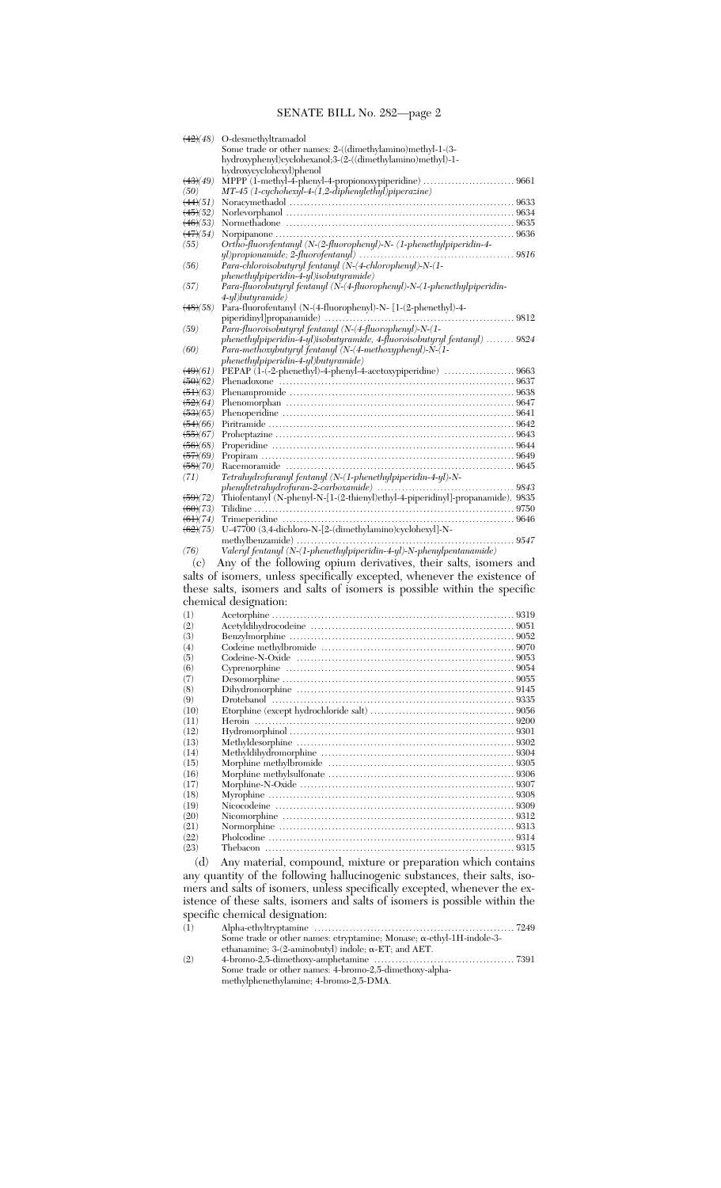| | | |
|---|---|---|
| ~~(42)~~*(48)* | O-desmethyltramadol<br>Some trade or other names: 2-((dimethylamino)methyl-1-(3-hydroxyphenyl)cyclohexanol;3-(2-((dimethylamino)methyl)-1-hydroxycyclohexyl)phenol | |
| ~~(43)~~*(49)* | MPPP (1-methyl-4-phenyl-4-propionoxypiperidine) | 9661 |
| *(50)* | *MT-45 (1-cyclohexyl-4-(1,2-diphenylethyl)piperazine)* | |
| ~~(44)~~*(51)* | Noracymethadol | 9633 |
| ~~(45)~~*(52)* | Norlevorphanol | 9634 |
| ~~(46)~~*(53)* | Normethadone | 9635 |
| ~~(47)~~*(54)* | Norpipanone | 9636 |
| *(55)* | *Ortho-fluorofentanyl (N-(2-fluorophenyl)-N- (1-phenethylpiperidin-4-yl)propionamide; 2-fluorofentanyl)* | *9816* |
| *(56)* | *Para-chloroisobutyryl fentanyl (N-(4-chlorophenyl)-N-(1-phenethylpiperidin-4-yl)isobutyramide)* | |
| *(57)* | *Para-fluorobutyryl fentanyl (N-(4-fluorophenyl)-N-(1-phenethylpiperidin-4-yl)butyramide)* | |
| ~~(48)~~*(58)* | Para-fluorofentanyl (N-(4-fluorophenyl)-N- [1-(2-phenethyl)-4-piperidinyl]propanamide) | 9812 |
| *(59)* | *Para-fluoroisobutyryl fentanyl (N-(4-fluorophenyl)-N-(1-phenethylpiperidin-4-yl)isobutyramide, 4-fluoroisobutyryl fentanyl)* | *9824* |
| *(60)* | *Para-methoxybutyryl fentanyl (N-(4-methoxyphenyl)-N-(1-phenethylpiperidin-4-yl)butyramide)* | |
| ~~(49)~~*(61)* | PEPAP (1-(-2-phenethyl)-4-phenyl-4-acetoxypiperidine) | 9663 |
| ~~(50)~~*(62)* | Phenadoxone | 9637 |
| ~~(51)~~*(63)* | Phenampromide | 9638 |
| ~~(52)~~*(64)* | Phenomorphan | 9647 |
| ~~(53)~~*(65)* | Phenoperidine | 9641 |
| ~~(54)~~*(66)* | Piritramide | 9642 |
| ~~(55)~~*(67)* | Proheptazine | 9643 |
| ~~(56)~~*(68)* | Properidine | 9644 |
| ~~(57)~~*(69)* | Propiram | 9649 |
| ~~(58)~~*(70)* | Racemoramide | 9645 |
| *(71)* | *Tetrahydrofuranyl fentanyl (N-(1-phenethylpiperidin-4-yl)-N-phenyltetrahydrofuran-2-carboxamide)* | *9843* |
| ~~(59)~~*(72)* | Thiofentanyl (N-phenyl-N-[1-(2-thienyl)ethyl-4-piperidinyl]-propanamide) | 9835 |
| ~~(60)~~*(73)* | Tilidine | 9750 |
| ~~(61)~~*(74)* | Trimeperidine | 9646 |
| ~~(62)~~*(75)* | U-47700 (3,4-dichloro-N-[2-(dimethylamino)cyclohexyl]-N-methylbenzamide) | 9547 |
| *(76)* | *Valeryl fentanyl (N-(1-phenethylpiperidin-4-yl)-N-phenylpentanamide)* | |

(c) Any of the following opium derivatives, their salts, isomers and salts of isomers, unless specifically excepted, whenever the existence of these salts, isomers and salts of isomers is possible within the specific chemical designation:

| | | |
|---|---|---|
| (1) | Acetorphine | 9319 |
| (2) | Acetyldihydrocodeine | 9051 |
| (3) | Benzylmorphine | 9052 |
| (4) | Codeine methylbromide | 9070 |
| (5) | Codeine-N-Oxide | 9053 |
| (6) | Cyprenorphine | 9054 |
| (7) | Desomorphine | 9055 |
| (8) | Dihydromorphine | 9145 |
| (9) | Drotebanol | 9335 |
| (10) | Etorphine (except hydrochloride salt) | 9056 |
| (11) | Heroin | 9200 |
| (12) | Hydromorphinol | 9301 |
| (13) | Methyldesorphine | 9302 |
| (14) | Methyldihydromorphine | 9304 |
| (15) | Morphine methylbromide | 9305 |
| (16) | Morphine methylsulfonate | 9306 |
| (17) | Morphine-N-Oxide | 9307 |
| (18) | Myrophine | 9308 |
| (19) | Nicocodeine | 9309 |
| (20) | Nicomorphine | 9312 |
| (21) | Normorphine | 9313 |
| (22) | Pholcodine | 9314 |
| (23) | Thebacon | 9315 |

(d) Any material, compound, mixture or preparation which contains any quantity of the following hallucinogenic substances, their salts, isomers and salts of isomers, unless specifically excepted, whenever the existence of these salts, isomers and salts of isomers is possible within the specific chemical designation:

| | | |
|---|---|---|
| (1) | Alpha-ethyltryptamine<br>Some trade or other names: etryptamine; Monase; α-ethyl-1H-indole-3-ethanamine; 3-(2-aminobutyl) indole; α-ET; and AET. | 7249 |
| (2) | 4-bromo-2,5-dimethoxy-amphetamine<br>Some trade or other names: 4-bromo-2,5-dimethoxy-alpha-methylphenethylamine; 4-bromo-2,5-DMA. | 7391 |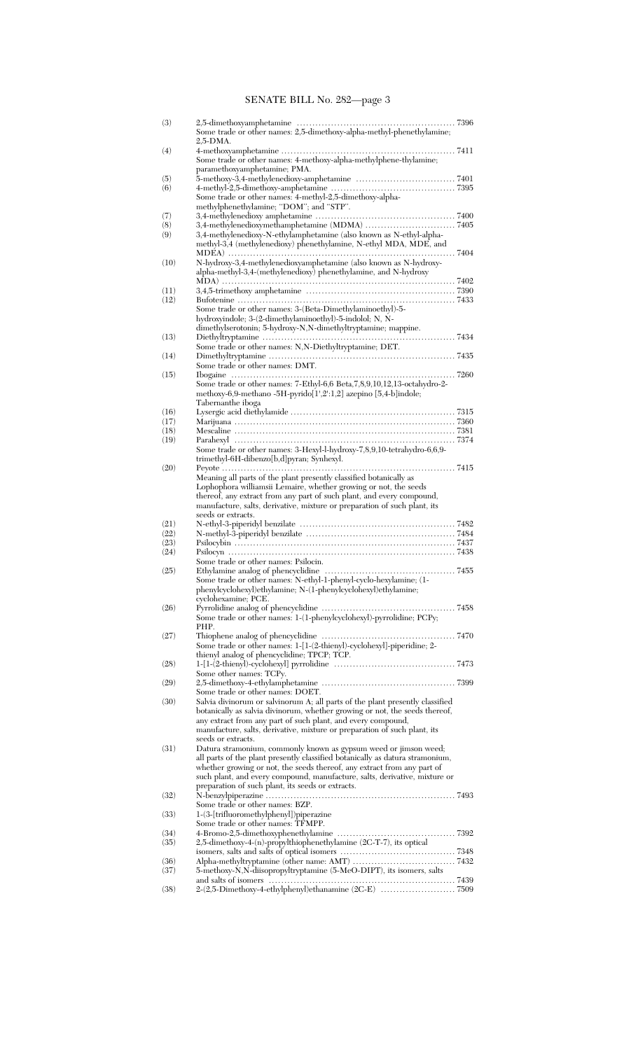| | | |
|---|---|---|
| (3) | 2,5-dimethoxyamphetamine<br>Some trade or other names: 2,5-dimethoxy-alpha-methyl-phenethylamine; 2,5-DMA. | 7396 |
| (4) | 4-methoxyamphetamine<br>Some trade or other names: 4-methoxy-alpha-methylphene-thylamine; paramethoxyamphetamine; PMA. | 7411 |
| (5) | 5-methoxy-3,4-methylenedioxy-amphetamine | 7401 |
| (6) | 4-methyl-2,5-dimethoxy-amphetamine<br>Some trade or other names: 4-methyl-2,5-dimethoxy-alpha-methylphenethylamine; "DOM"; and "STP". | 7395 |
| (7) | 3,4-methylenedioxy amphetamine | 7400 |
| (8) | 3,4-methylenedioxymethamphetamine (MDMA) | 7405 |
| (9) | 3,4-methylenedioxy-N-ethylamphetamine (also known as N-ethyl-alpha-methyl-3,4 (methylenedioxy) phenethylamine, N-ethyl MDA, MDE, and MDEA) | 7404 |
| (10) | N-hydroxy-3,4-methylenedioxyamphetamine (also known as N-hydroxy-alpha-methyl-3,4-(methylenedioxy) phenethylamine, and N-hydroxy MDA) | 7402 |
| (11) | 3,4,5-trimethoxy amphetamine | 7390 |
| (12) | Bufotenine<br>Some trade or other names: 3-(Beta-Dimethylaminoethyl)-5-hydroxyindole; 3-(2-dimethylaminoethyl)-5-indolol; N, N-dimethylserotonin; 5-hydroxy-N,N-dimethyltryptamine; mappine. | 7433 |
| (13) | Diethyltryptamine<br>Some trade or other names: N,N-Diethyltryptamine; DET. | 7434 |
| (14) | Dimethyltryptamine<br>Some trade or other names: DMT. | 7435 |
| (15) | Ibogaine<br>Some trade or other names: 7-Ethyl-6,6 Beta,7,8,9,10,12,13-octahydro-2-methoxy-6,9-methano -5H-pyrido[1',2':1,2] azepino [5,4-b]indole; Tabernanthe iboga | 7260 |
| (16) | Lysergic acid diethylamide | 7315 |
| (17) | Marijuana | 7360 |
| (18) | Mescaline | 7381 |
| (19) | Parahexyl<br>Some trade or other names: 3-Hexyl-l-hydroxy-7,8,9,10-tetrahydro-6,6,9-trimethyl-6H-dibenzo[b,d]pyran; Synhexyl. | 7374 |
| (20) | Peyote<br>Meaning all parts of the plant presently classified botanically as Lophophora williamsii Lemaire, whether growing or not, the seeds thereof, any extract from any part of such plant, and every compound, manufacture, salts, derivative, mixture or preparation of such plant, its seeds or extracts. | 7415 |
| (21) | N-ethyl-3-piperidyl benzilate | 7482 |
| (22) | N-methyl-3-piperidyl benzilate | 7484 |
| (23) | Psilocybin | 7437 |
| (24) | Psilocyn<br>Some trade or other names: Psilocin. | 7438 |
| (25) | Ethylamine analog of phencyclidine<br>Some trade or other names: N-ethyl-1-phenyl-cyclo-hexylamine; (1-phenylcyclohexyl)ethylamine; N-(1-phenylcyclohexyl)ethylamine; cyclohexamine; PCE. | 7455 |
| (26) | Pyrrolidine analog of phencyclidine<br>Some trade or other names: 1-(1-phenylcyclohexyl)-pyrrolidine; PCPy; PHP. | 7458 |
| (27) | Thiophene analog of phencyclidine<br>Some trade or other names: 1-[1-(2-thienyl)-cyclohexyl]-piperidine; 2-thienyl analog of phencyclidine; TPCP; TCP. | 7470 |
| (28) | 1-[1-(2-thienyl)-cyclohexyl] pyrrolidine<br>Some other names: TCPy. | 7473 |
| (29) | 2,5-dimethoxy-4-ethylamphetamine<br>Some trade or other names: DOET. | 7399 |
| (30) | Salvia divinorum or salvinorum A; all parts of the plant presently classified botanically as salvia divinorum, whether growing or not, the seeds thereof, any extract from any part of such plant, and every compound, manufacture, salts, derivative, mixture or preparation of such plant, its seeds or extracts. | |
| (31) | Datura stramonium, commonly known as gypsum weed or jimson weed; all parts of the plant presently classified botanically as datura stramonium, whether growing or not, the seeds thereof, any extract from any part of such plant, and every compound, manufacture, salts, derivative, mixture or preparation of such plant, its seeds or extracts. | |
| (32) | N-benzylpiperazine<br>Some trade or other names: BZP. | 7493 |
| (33) | 1-(3-[trifluoromethylphenyl])piperazine<br>Some trade or other names: TFMPP. | |
| (34) | 4-Bromo-2,5-dimethoxyphenethylamine | 7392 |
| (35) | 2,5-dimethoxy-4-(n)-propylthiophenethylamine (2C-T-7), its optical isomers, salts and salts of optical isomers | 7348 |
| (36) | Alpha-methyltryptamine (other name: AMT) | 7432 |
| (37) | 5-methoxy-N,N-diisopropyltryptamine (5-MeO-DIPT), its isomers, salts and salts of isomers | 7439 |
| (38) | 2-(2,5-Dimethoxy-4-ethylphenyl)ethanamine (2C-E) | 7509 |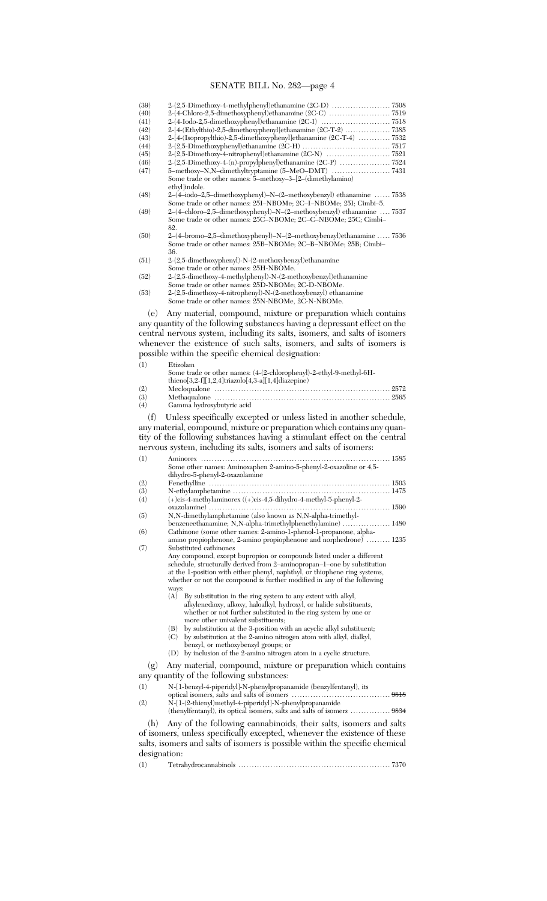| | | |
|---|---|---|
| (39) | 2-(2,5-Dimethoxy-4-methylphenyl)ethanamine (2C-D) | 7508 |
| (40) | 2-(4-Chloro-2,5-dimethoxyphenyl)ethanamine (2C-C) | 7519 |
| (41) | 2-(4-Iodo-2,5-dimethoxyphenyl)ethanamine (2C-I) | 7518 |
| (42) | 2-[4-(Ethylthio)-2,5-dimethoxyphenyl]ethanamine (2C-T-2) | 7385 |
| (43) | 2-[4-(Isopropylthio)-2,5-dimethoxyphenyl]ethanamine (2C-T-4) | 7532 |
| (44) | 2-(2,5-Dimethoxyphenyl)ethanamine (2C-H) | 7517 |
| (45) | 2-(2,5-Dimethoxy-4-nitrophenyl)ethanamine (2C-N) | 7521 |
| (46) | 2-(2,5-Dimethoxy-4-(n)-propylphenyl)ethanamine (2C-P) | 7524 |
| (47) | 5–methoxy–N,N–dimethyltryptamine (5–MeO–DMT)<br>Some trade or other names: 5–methoxy–3–[2–(dimethylamino) ethyl]indole. | 7431 |
| (48) | 2–(4–iodo–2,5–dimethoxyphenyl)–N–(2–methoxybenzyl) ethanamine<br>Some trade or other names: 25I–NBOMe; 2C–I–NBOMe; 25I; Cimbi–5. | 7538 |
| (49) | 2–(4–chloro–2,5–dimethoxyphenyl)–N–(2–methoxybenzyl) ethanamine<br>Some trade or other names: 25C–NBOMe; 2C–C–NBOMe; 25C; Cimbi–82. | 7537 |
| (50) | 2–(4–bromo–2,5–dimethoxyphenyl)–N–(2–methoxybenzyl)ethanamine<br>Some trade or other names: 25B–NBOMe; 2C–B–NBOMe; 25B; Cimbi–36. | 7536 |
| (51) | 2-(2,5-dimethoxyphenyl)-N-(2-methoxybenzyl)ethanamine<br>Some trade or other names: 25H-NBOMe. | |
| (52) | 2-(2,5-dimethoxy-4-methylphenyl)-N-(2-methoxybenzyl)ethanamine<br>Some trade or other names: 25D-NBOMe; 2C-D-NBOMe. | |
| (53) | 2-(2,5-dimethoxy-4-nitrophenyl)-N-(2-methoxybenzyl) ethanamine<br>Some trade or other names: 25N-NBOMe, 2C-N-NBOMe. | |

(e) Any material, compound, mixture or preparation which contains any quantity of the following substances having a depressant effect on the central nervous system, including its salts, isomers, and salts of isomers whenever the existence of such salts, isomers, and salts of isomers is possible within the specific chemical designation:

| | | |
|---|---|---|
| (1) | Etizolam<br>Some trade or other names: (4-(2-chlorophenyl)-2-ethyl-9-methyl-6H-thieno[3,2-f][1,2,4]triazolo[4,3-a][1,4]diazepine) | |
| (2) | Mecloqualone | 2572 |
| (3) | Methaqualone | 2565 |
| (4) | Gamma hydroxybutyric acid | |

(f) Unless specifically excepted or unless listed in another schedule, any material, compound, mixture or preparation which contains any quantity of the following substances having a stimulant effect on the central nervous system, including its salts, isomers and salts of isomers:

| | | |
|---|---|---|
| (1) | Aminorex<br>Some other names: Aminoxaphen 2-amino-5-phenyl-2-oxazoline or 4,5-dihydro-5-phenyl-2-oxazolamine | 1585 |
| (2) | Fenethylline | 1503 |
| (3) | N-ethylamphetamine | 1475 |
| (4) | (+)cis-4-methylaminorex ((+)cis-4,5-dihydro-4-methyl-5-phenyl-2-oxazolamine) | 1590 |
| (5) | N,N-dimethylamphetamine (also known as N,N-alpha-trimethyl-benzeneethanamine; N,N-alpha-trimethylphenethylamine) | 1480 |
| (6) | Cathinone (some other names: 2-amino-1-phenol-1-propanone, alpha-amino propiophenone, 2-amino propiophenone and norphedrone) | 1235 |
| (7) | Substituted cathinones | |

Any compound, except bupropion or compounds listed under a different schedule, structurally derived from 2–aminopropan–1–one by substitution at the 1-position with either phenyl, naphthyl, or thiophene ring systems, whether or not the compound is further modified in any of the following ways:

(A) By substitution in the ring system to any extent with alkyl, alkylenedioxy, alkoxy, haloalkyl, hydroxyl, or halide substituents, whether or not further substituted in the ring system by one or more other univalent substituents;

(B) by substitution at the 3-position with an acyclic alkyl substituent;

(C) by substitution at the 2-amino nitrogen atom with alkyl, dialkyl, benzyl, or methoxybenzyl groups; or

(D) by inclusion of the 2-amino nitrogen atom in a cyclic structure.

(g) Any material, compound, mixture or preparation which contains any quantity of the following substances:

| | | |
|---|---|---|
| (1) | N-[1-benzyl-4-piperidyl]-N-phenylpropanamide (benzylfentanyl), its optical isomers, salts and salts of isomers | ~~9818~~ |
| (2) | N-[1-(2-thienyl)methyl-4-piperidyl]-N-phenylpropanamide (thenylfentanyl), its optical isomers, salts and salts of isomers | ~~9834~~ |

(h) Any of the following cannabinoids, their salts, isomers and salts of isomers, unless specifically excepted, whenever the existence of these salts, isomers and salts of isomers is possible within the specific chemical designation:

| | | |
|---|---|---|
| (1) | Tetrahydrocannabinols | 7370 |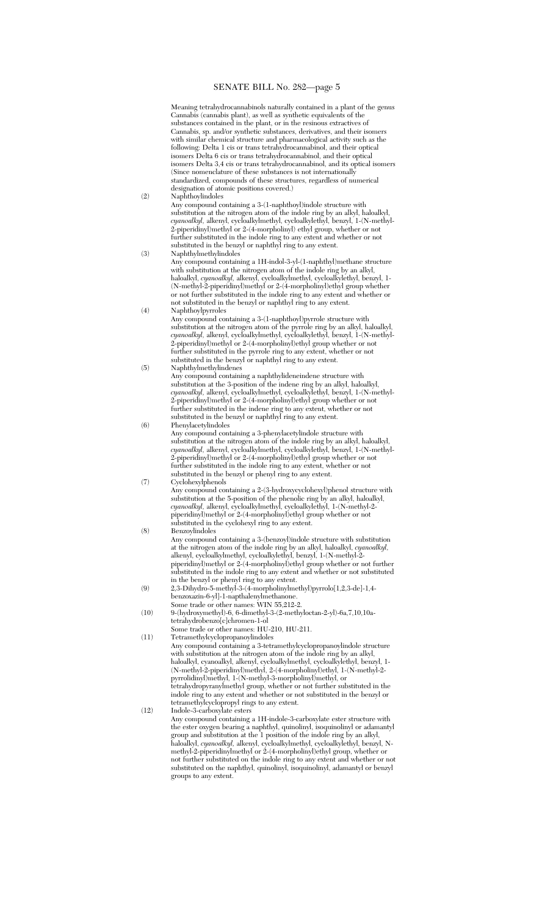Meaning tetrahydrocannabinols naturally contained in a plant of the genus Cannabis (cannabis plant), as well as synthetic equivalents of the substances contained in the plant, or in the resinous extractives of Cannabis, sp. and/or synthetic substances, derivatives, and their isomers with similar chemical structure and pharmacological activity such as the following: Delta 1 cis or trans tetrahydrocannabinol, and their optical isomers Delta 6 cis or trans tetrahydrocannabinol, and their optical isomers Delta 3,4 cis or trans tetrahydrocannabinol, and its optical isomers (Since nomenclature of these substances is not internationally standardized, compounds of these structures, regardless of numerical designation of atomic positions covered.)

(2) Naphthoylindoles

Any compound containing a 3-(1-naphthoyl)indole structure with substitution at the nitrogen atom of the indole ring by an alkyl, haloalkyl, *cyanoalkyl*, alkenyl, cycloalkylmethyl, cycloalkylethyl, benzyl, 1-(N-methyl-2-piperidinyl)methyl or 2-(4-morpholinyl) ethyl group, whether or not further substituted in the indole ring to any extent and whether or not substituted in the benzyl or naphthyl ring to any extent.

(3) Naphthylmethylindoles

Any compound containing a 1H-indol-3-yl-(1-naphthyl)methane structure with substitution at the nitrogen atom of the indole ring by an alkyl, haloalkyl, *cyanoalkyl*, alkenyl, cycloalkylmethyl, cycloalkylethyl, benzyl, 1-(N-methyl-2-piperidinyl)methyl or 2-(4-morpholinyl)ethyl group whether or not further substituted in the indole ring to any extent and whether or not substituted in the benzyl or naphthyl ring to any extent.

(4) Naphthoylpyrroles

Any compound containing a 3-(1-naphthoyl)pyrrole structure with substitution at the nitrogen atom of the pyrrole ring by an alkyl, haloalkyl, *cyanoalkyl*, alkenyl, cycloalkylmethyl, cycloalkylethyl, benzyl, 1-(N-methyl-2-piperidinyl)methyl or 2-(4-morpholinyl)ethyl group whether or not further substituted in the pyrrole ring to any extent, whether or not substituted in the benzyl or naphthyl ring to any extent.

(5) Naphthylmethylindenes

Any compound containing a naphthylideneindene structure with substitution at the 3-position of the indene ring by an alkyl, haloalkyl, *cyanoalkyl*, alkenyl, cycloalkylmethyl, cycloalkylethyl, benzyl, 1-(N-methyl-2-piperidinyl)methyl or 2-(4-morpholinyl)ethyl group whether or not further substituted in the indene ring to any extent, whether or not substituted in the benzyl or naphthyl ring to any extent.

(6) Phenylacetylindoles

Any compound containing a 3-phenylacetylindole structure with substitution at the nitrogen atom of the indole ring by an alkyl, haloalkyl, *cyanoalkyl*, alkenyl, cycloalkylmethyl, cycloalkylethyl, benzyl, 1-(N-methyl-2-piperidinyl)methyl or 2-(4-morpholinyl)ethyl group whether or not further substituted in the indole ring to any extent, whether or not substituted in the benzyl or phenyl ring to any extent.

(7) Cyclohexylphenols

Any compound containing a 2-(3-hydroxycyclohexyl)phenol structure with substitution at the 5-position of the phenolic ring by an alkyl, haloalkyl, *cyanoalkyl*, alkenyl, cycloalkylmethyl, cycloalkylethyl, 1-(N-methyl-2-piperidinyl)methyl or 2-(4-morpholinyl)ethyl group whether or not substituted in the cyclohexyl ring to any extent.

(8) Benzoylindoles

Any compound containing a 3-(benzoyl)indole structure with substitution at the nitrogen atom of the indole ring by an alkyl, haloalkyl, *cyanoalkyl*, alkenyl, cycloalkylmethyl, cycloalkylethyl, benzyl, 1-(N-methyl-2-piperidinyl)methyl or 2-(4-morpholinyl)ethyl group whether or not further substituted in the indole ring to any extent and whether or not substituted in the benzyl or phenyl ring to any extent.

(9) 2,3-Dihydro-5-methyl-3-(4-morpholinylmethyl)pyrrolo[1,2,3-de]-1,4-benzoxazin-6-yl]-1-napthalenylmethanone.

Some trade or other names: WIN 55,212-2.

(10) 9-(hydroxymethyl)-6, 6-dimethyl-3-(2-methyloctan-2-yl)-6a,7,10,10a-tetrahydrobenzo[c]chromen-1-ol

Some trade or other names: HU-210, HU-211.

(11) Tetramethylcyclopropanoylindoles

Any compound containing a 3-tetramethylcyclopropanoylindole structure with substitution at the nitrogen atom of the indole ring by an alkyl, haloalkyl, cyanoalkyl, alkenyl, cycloalkylmethyl, cycloalkylethyl, benzyl, 1-(N-methyl-2-piperidinyl)methyl, 2-(4-morpholinyl)ethyl, 1-(N-methyl-2-pyrrolidinyl)methyl, 1-(N-methyl-3-morpholinyl)methyl, or tetrahydropyranylmethyl group, whether or not further substituted in the indole ring to any extent and whether or not substituted in the benzyl or tetramethylcyclopropyl rings to any extent.

(12) Indole-3-carboxylate esters

Any compound containing a 1H-indole-3-carboxylate ester structure with the ester oxygen bearing a naphthyl, quinolinyl, isoquinolinyl or adamantyl group and substitution at the 1 position of the indole ring by an alkyl, haloalkyl, *cyanoalkyl*, alkenyl, cycloalkylmethyl, cycloalkylethyl, benzyl, N-methyl-2-piperidinylmethyl or 2-(4-morpholinyl)ethyl group, whether or not further substituted on the indole ring to any extent and whether or not substituted on the naphthyl, quinolinyl, isoquinolinyl, adamantyl or benzyl groups to any extent.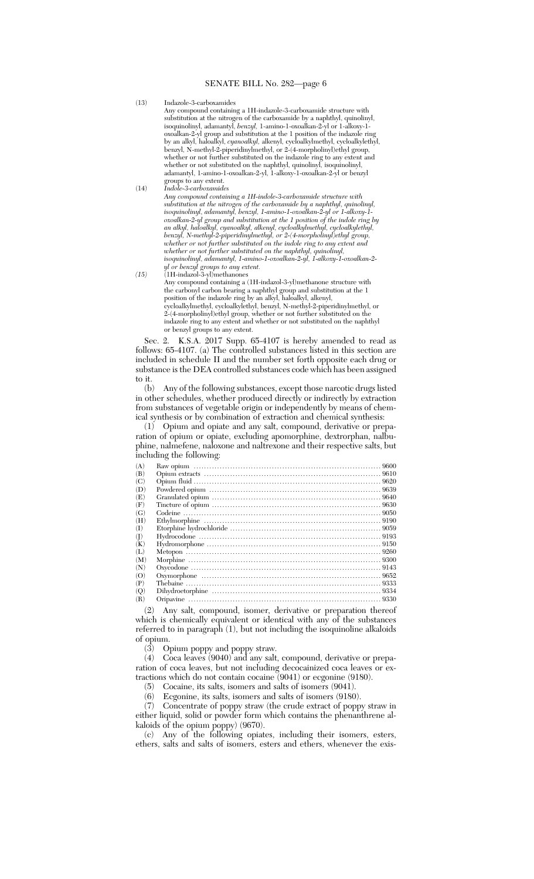(13) Indazole-3-carboxamides

Any compound containing a 1H-indazole-3-carboxamide structure with substitution at the nitrogen of the carboxamide by a naphthyl, quinolinyl, isoquinolinyl, adamantyl, *benzyl,* 1-amino-1-oxoalkan-2-yl or 1-alkoxy-1-oxoalkan-2-yl group and substitution at the 1 position of the indazole ring by an alkyl, haloalkyl, *cyanoalkyl,* alkenyl, cycloalkylmethyl, cycloalkylethyl, benzyl, N-methyl-2-piperidinylmethyl, or 2-(4-morpholinyl)ethyl group, whether or not further substituted on the indazole ring to any extent and whether or not substituted on the naphthyl, quinolinyl, isoquinolinyl, adamantyl, 1-amino-1-oxoalkan-2-yl, 1-alkoxy-1-oxoalkan-2-yl or benzyl groups to any extent.

(14) *Indole-3-carboxamides*

*Any compound containing a 1H-indole-3-carboxamide structure with substitution at the nitrogen of the carboxamide by a naphthyl, quinolinyl, isoquinolinyl, adamantyl, benzyl, 1-amino-1-oxoalkan-2-yl or 1-alkoxy-1-oxoalkan-2-yl group and substitution at the 1 position of the indole ring by an alkyl, haloalkyl, cyanoalkyl, alkenyl, cycloalkylmethyl, cycloalkylethyl, benzyl, N-methyl-2-piperidinylmethyl, or 2-(4-morpholinyl)ethyl group, whether or not further substituted on the indole ring to any extent and whether or not further substituted on the naphthyl, quinolinyl, isoquinolinyl, adamantyl, 1-amino-1-oxoalkan-2-yl, 1-alkoxy-1-oxoalkan-2-yl or benzyl groups to any extent.*

*(15)* (1H-indazol-3-yl)methanones

Any compound containing a (1H-indazol-3-yl)methanone structure with the carbonyl carbon bearing a naphthyl group and substitution at the 1 position of the indazole ring by an alkyl, haloalkyl, alkenyl, cycloalkylmethyl, cycloalkylethyl, benzyl, N-methyl-2-piperidinylmethyl, or 2-(4-morpholinyl)ethyl group, whether or not further substituted on the indazole ring to any extent and whether or not substituted on the naphthyl or benzyl groups to any extent.

Sec. 2. K.S.A. 2017 Supp. 65-4107 is hereby amended to read as follows: 65-4107. (a) The controlled substances listed in this section are included in schedule II and the number set forth opposite each drug or substance is the DEA controlled substances code which has been assigned to it.

(b) Any of the following substances, except those narcotic drugs listed in other schedules, whether produced directly or indirectly by extraction from substances of vegetable origin or independently by means of chemical synthesis or by combination of extraction and chemical synthesis:

(1) Opium and opiate and any salt, compound, derivative or preparation of opium or opiate, excluding apomorphine, dextrorphan, nalbuphine, nalmefene, naloxone and naltrexone and their respective salts, but including the following:

| | | |
|---|---|---|
| (A) | Raw opium | 9600 |
| (B) | Opium extracts | 9610 |
| (C) | Opium fluid | 9620 |
| (D) | Powdered opium | 9639 |
| (E) | Granulated opium | 9640 |
| (F) | Tincture of opium | 9630 |
| (G) | Codeine | 9050 |
| (H) | Ethylmorphine | 9190 |
| (I) | Etorphine hydrochloride | 9059 |
| (J) | Hydrocodone | 9193 |
| (K) | Hydromorphone | 9150 |
| (L) | Metopon | 9260 |
| (M) | Morphine | 9300 |
| (N) | Oxycodone | 9143 |
| (O) | Oxymorphone | 9652 |
| (P) | Thebaine | 9333 |
| (Q) | Dihydroetorphine | 9334 |
| (R) | Oripavine | 9330 |

(2) Any salt, compound, isomer, derivative or preparation thereof which is chemically equivalent or identical with any of the substances referred to in paragraph (1), but not including the isoquinoline alkaloids of opium.

(3) Opium poppy and poppy straw.

(4) Coca leaves (9040) and any salt, compound, derivative or preparation of coca leaves, but not including decocainized coca leaves or extractions which do not contain cocaine (9041) or ecgonine (9180).

(5) Cocaine, its salts, isomers and salts of isomers (9041).

(6) Ecgonine, its salts, isomers and salts of isomers (9180).

(7) Concentrate of poppy straw (the crude extract of poppy straw in either liquid, solid or powder form which contains the phenanthrene alkaloids of the opium poppy) (9670).

(c) Any of the following opiates, including their isomers, esters, ethers, salts and salts of isomers, esters and ethers, whenever the exis-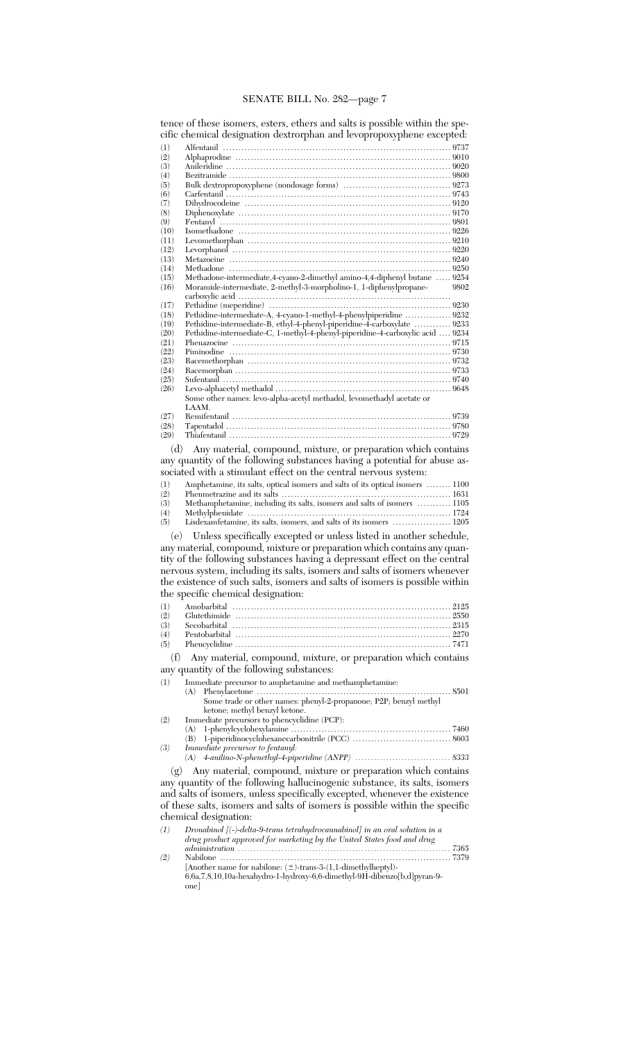tence of these isomers, esters, ethers and salts is possible within the specific chemical designation dextrorphan and levopropoxyphene excepted:

| | | |
|---|---|---|
| (1) | Alfentanil | 9737 |
| (2) | Alphaprodine | 9010 |
| (3) | Anileridine | 9020 |
| (4) | Bezitramide | 9800 |
| (5) | Bulk dextropropoxyphene (nondosage forms) | 9273 |
| (6) | Carfentanil | 9743 |
| (7) | Dihydrocodeine | 9120 |
| (8) | Diphenoxylate | 9170 |
| (9) | Fentanyl | 9801 |
| (10) | Isomethadone | 9226 |
| (11) | Levomethorphan | 9210 |
| (12) | Levorphanol | 9220 |
| (13) | Metazocine | 9240 |
| (14) | Methadone | 9250 |
| (15) | Methadone-intermediate,4-cyano-2-dimethyl amino-4,4-diphenyl butane | 9254 |
| (16) | Moramide-intermediate, 2-methyl-3-morpholino-1, 1-diphenylpropane-carboxylic acid | 9802 |
| (17) | Pethidine (meperidine) | 9230 |
| (18) | Pethidine-intermediate-A, 4-cyano-1-methyl-4-phenylpiperidine | 9232 |
| (19) | Pethidine-intermediate-B, ethyl-4-phenyl-piperidine-4-carboxylate | 9233 |
| (20) | Pethidine-intermediate-C, 1-methyl-4-phenyl-piperidine-4-carboxylic acid | 9234 |
| (21) | Phenazocine | 9715 |
| (22) | Piminodine | 9730 |
| (23) | Racemethorphan | 9732 |
| (24) | Racemorphan | 9733 |
| (25) | Sufentanil | 9740 |
| (26) | Levo-alphacetyl methadol<br>Some other names: levo-alpha-acetyl methadol, levomethadyl acetate or LAAM. | 9648 |
| (27) | Remifentanil | 9739 |
| (28) | Tapentadol | 9780 |
| (29) | Thiafentanil | 9729 |

(d) Any material, compound, mixture, or preparation which contains any quantity of the following substances having a potential for abuse associated with a stimulant effect on the central nervous system:

| | | |
|---|---|---|
| (1) | Amphetamine, its salts, optical isomers and salts of its optical isomers | 1100 |
| (2) | Phenmetrazine and its salts | 1631 |
| (3) | Methamphetamine, including its salts, isomers and salts of isomers | 1105 |
| (4) | Methylphenidate | 1724 |
| (5) | Lisdexamfetamine, its salts, isomers, and salts of its isomers | 1205 |

(e) Unless specifically excepted or unless listed in another schedule, any material, compound, mixture or preparation which contains any quantity of the following substances having a depressant effect on the central nervous system, including its salts, isomers and salts of isomers whenever the existence of such salts, isomers and salts of isomers is possible within the specific chemical designation:

| | | |
|---|---|---|
| (1) | Amobarbital | 2125 |
| (2) | Glutethimide | 2550 |
| (3) | Secobarbital | 2315 |
| (4) | Pentobarbital | 2270 |
| (5) | Phencyclidine | 7471 |

(f) Any material, compound, mixture, or preparation which contains any quantity of the following substances:

| | | |
|---|---|---|
| (1) | Immediate precursor to amphetamine and methamphetamine: | |
| | (A) Phenylacetone<br>Some trade or other names: phenyl-2-propanone; P2P; benzyl methyl ketone; methyl benzyl ketone. | 8501 |
| (2) | Immediate precursors to phencyclidine (PCP): | |
| | (A) 1-phenylcyclohexylamine | 7460 |
| | (B) 1-piperidinocyclohexanecarbonitrile (PCC) | 8603 |
| *(3)* | *Immediate precursor to fentanyl:* | |
| | *(A) 4-anilino-N-phenethyl-4-piperidine (ANPP)* | *8333* |

(g) Any material, compound, mixture or preparation which contains any quantity of the following hallucinogenic substance, its salts, isomers and salts of isomers, unless specifically excepted, whenever the existence of these salts, isomers and salts of isomers is possible within the specific chemical designation:

| | | |
|---|---|---|
| *(1)* | *Dronabinol [(-)-delta-9-trans tetrahydrocannabinol] in an oral solution in a drug product approved for marketing by the United States food and drug administration* | *7365* |
| *(2)* | Nabilone<br>[Another name for nabilone: (±)-trans-3-(1,1-dimethylheptyl)-6,6a,7,8,10,10a-hexahydro-1-hydroxy-6,6-dimethyl-9H-dibenzo[b,d]pyran-9-one] | 7379 |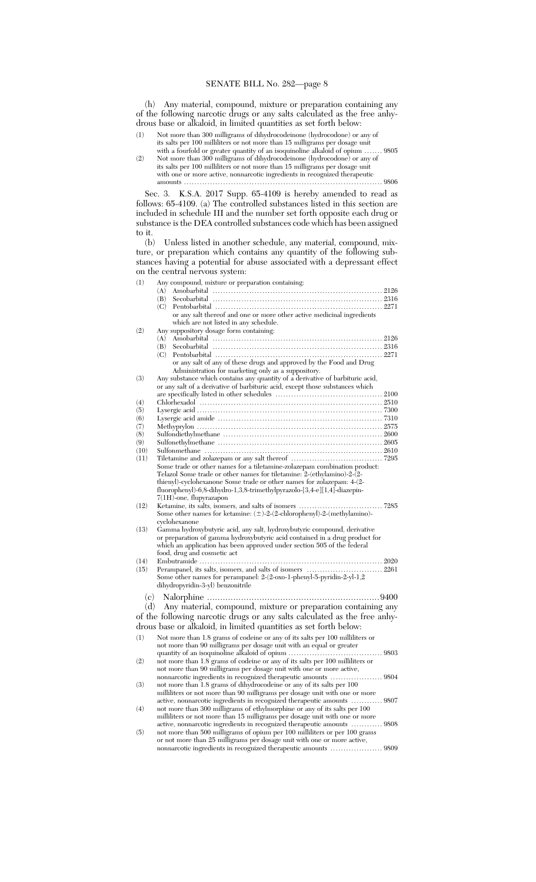(h) Any material, compound, mixture or preparation containing any of the following narcotic drugs or any salts calculated as the free anhydrous base or alkaloid, in limited quantities as set forth below:

(1) Not more than 300 milligrams of dihydrocodeinone (hydrocodone) or any of its salts per 100 milliliters or not more than 15 milligrams per dosage unit with a fourfold or greater quantity of an isoquinoline alkaloid of opium ....... 9805

(2) Not more than 300 milligrams of dihydrocodeinone (hydrocodone) or any of its salts per 100 milliliters or not more than 15 milligrams per dosage unit with one or more active, nonnarcotic ingredients in recognized therapeutic amounts ............................................................................ 9806

Sec. 3. K.S.A. 2017 Supp. 65-4109 is hereby amended to read as follows: 65-4109. (a) The controlled substances listed in this section are included in schedule III and the number set forth opposite each drug or substance is the DEA controlled substances code which has been assigned to it.

(b) Unless listed in another schedule, any material, compound, mixture, or preparation which contains any quantity of the following substances having a potential for abuse associated with a depressant effect on the central nervous system:

(1) Any compound, mixture or preparation containing:
   (A) Amobarbital ................................................................ 2126
   (B) Secobarbital ................................................................ 2316
   (C) Pentobarbital ............................................................... 2271
   or any salt thereof and one or more other active medicinal ingredients which are not listed in any schedule.

(2) Any suppository dosage form containing:
   (A) Amobarbital ................................................................ 2126
   (B) Secobarbital ................................................................ 2316
   (C) Pentobarbital ............................................................... 2271
   or any salt of any of these drugs and approved by the Food and Drug Administration for marketing only as a suppository.

(3) Any substance which contains any quantity of a derivative of barbituric acid, or any salt of a derivative of barbituric acid, except those substances which are specifically listed in other schedules ........................................ 2100

(4) Chlorhexadol ..................................................................... 2510

(5) Lysergic acid ...................................................................... 7300

(6) Lysergic acid amide ............................................................. 7310

(7) Methyprylon ....................................................................... 2575

(8) Sulfondiethylmethane ........................................................... 2600

(9) Sulfonethylmethane .............................................................. 2605

(10) Sulfonmethane .................................................................. 2610

(11) Tiletamine and zolazepam or any salt thereof ................................... 7295
   Some trade or other names for a tiletamine-zolazepam combination product: Telazol Some trade or other names for tiletamine: 2-(ethylamino)-2-(2-thienyl)-cyclohexanone Some trade or other names for zolazepam: 4-(2-fluorophenyl)-6,8-dihydro-1,3,8-trimethylpyrazolo-[3,4-e][1,4]-diazepin-7(1H)-one, flupyrazapon

(12) Ketamine, its salts, isomers, and salts of isomers ................................ 7285
   Some other names for ketamine: (±)-2-(2-chlorophenyl)-2-(methylamino)-cyclohexanone

(13) Gamma hydroxybutyric acid, any salt, hydroxybutyric compound, derivative or preparation of gamma hydroxybutyric acid contained in a drug product for which an application has been approved under section 505 of the federal food, drug and cosmetic act

(14) Embutramide ..................................................................... 2020

(15) Perampanel, its salts, isomers, and salts of isomers ............................ 2261
   Some other names for perampanel: 2-(2-oxo-1-phenyl-5-pyridin-2-yl-1,2 dihydropyridin-3-yl) benzonitrile

(c) Nalorphine ..................................................................9400

(d) Any material, compound, mixture or preparation containing any of the following narcotic drugs or any salts calculated as the free anhydrous base or alkaloid, in limited quantities as set forth below:

(1) Not more than 1.8 grams of codeine or any of its salts per 100 milliliters or not more than 90 milligrams per dosage unit with an equal or greater quantity of an isoquinoline alkaloid of opium .................................... 9803

(2) not more than 1.8 grams of codeine or any of its salts per 100 milliliters or not more than 90 milligrams per dosage unit with one or more active, nonnarcotic ingredients in recognized therapeutic amounts .................... 9804

(3) not more than 1.8 grams of dihydrocodeine or any of its salts per 100 milliliters or not more than 90 milligrams per dosage unit with one or more active, nonnarcotic ingredients in recognized therapeutic amounts ............ 9807

(4) not more than 300 milligrams of ethylmorphine or any of its salts per 100 milliliters or not more than 15 milligrams per dosage unit with one or more active, nonnarcotic ingredients in recognized therapeutic amounts ............ 9808

(5) not more than 500 milligrams of opium per 100 milliliters or per 100 grams or not more than 25 milligrams per dosage unit with one or more active, nonnarcotic ingredients in recognized therapeutic amounts .................... 9809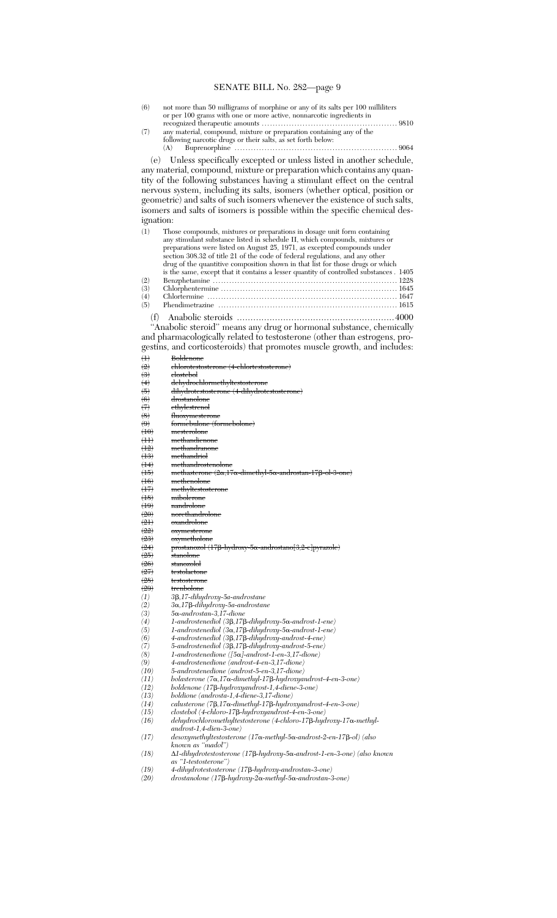| (6) | not more than 50 milligrams of morphine or any of its salts per 100 milliliters or per 100 grams with one or more active, nonnarcotic ingredients in recognized therapeutic amounts | 9810 |
|---|---|---|
| (7) | any material, compound, mixture or preparation containing any of the following narcotic drugs or their salts, as set forth below: | |
| | (A) Buprenorphine | 9064 |

(e) Unless specifically excepted or unless listed in another schedule, any material, compound, mixture or preparation which contains any quantity of the following substances having a stimulant effect on the central nervous system, including its salts, isomers (whether optical, position or geometric) and salts of such isomers whenever the existence of such salts, isomers and salts of isomers is possible within the specific chemical designation:

| (1) | Those compounds, mixtures or preparations in dosage unit form containing any stimulant substance listed in schedule II, which compounds, mixtures or preparations were listed on August 25, 1971, as excepted compounds under section 308.32 of title 21 of the code of federal regulations, and any other drug of the quantitive composition shown in that list for those drugs or which is the same, except that it contains a lesser quantity of controlled substances | 1405 |
|---|---|---|
| (2) | Benzphetamine | 1228 |
| (3) | Chlorphentermine | 1645 |
| (4) | Chlortermine | 1647 |
| (5) | Phendimetrazine | 1615 |

(f) Anabolic steroids ............................................................4000

"Anabolic steroid" means any drug or hormonal substance, chemically and pharmacologically related to testosterone (other than estrogens, progestins, and corticosteroids) that promotes muscle growth, and includes:

~~(1) Boldenone~~
~~(2) chlorotestosterone (4-chlortestosterone)~~
~~(3) clostebol~~
~~(4) dehydrochlormethyltestosterone~~
~~(5) dihydrotestosterone (4-dihydrotestosterone)~~
~~(6) drostanolone~~
~~(7) ethylestrenol~~
~~(8) fluoxymesterone~~
~~(9) formebulone (formebolone)~~
~~(10) mesterolone~~
~~(11) methandienone~~
~~(12) methandranone~~
~~(13) methandriol~~
~~(14) methandrostenolone~~
~~(15) methasterone (2α,17α-dimethyl-5α-androstan-17β-ol-3-one)~~
~~(16) methenolone~~
~~(17) methyltestosterone~~
~~(18) mibolerone~~
~~(19) nandrolone~~
~~(20) norethandrolone~~
~~(21) oxandrolone~~
~~(22) oxymesterone~~
~~(23) oxymetholone~~
~~(24) prostanozol (17β-hydroxy-5α-androstano[3,2-c]pyrazole)~~
~~(25) stanolone~~
~~(26) stanozolol~~
~~(27) testolactone~~
~~(28) testosterone~~
~~(29) trenbolone~~

*(1) 3β,17-dihydroxy-5a-androstane*
*(2) 3α,17β-dihydroxy-5a-androstane*
*(3) 5α-androstan-3,17-dione*
*(4) 1-androstenediol (3β,17β-dihydroxy-5α-androst-1-ene)*
*(5) 1-androstenediol (3α,17β-dihydroxy-5α-androst-1-ene)*
*(6) 4-androstenediol (3β,17β-dihydroxy-androst-4-ene)*
*(7) 5-androstenediol (3β,17β-dihydroxy-androst-5-ene)*
*(8) 1-androstenedione ([5α]-androst-1-en-3,17-dione)*
*(9) 4-androstenedione (androst-4-en-3,17-dione)*
*(10) 5-androstenedione (androst-5-en-3,17-dione)*
*(11) bolasterone (7α,17α-dimethyl-17β-hydroxyandrost-4-en-3-one)*
*(12) boldenone (17β-hydroxyandrost-1,4-diene-3-one)*
*(13) boldione (androsta-1,4-diene-3,17-dione)*
*(14) calusterone (7β,17α-dimethyl-17β-hydroxyandrost-4-en-3-one)*
*(15) clostebol (4-chloro-17β-hydroxyandrost-4-en-3-one)*
*(16) dehydrochloromethyltestosterone (4-chloro-17β-hydroxy-17α-methyl-androst-1,4-dien-3-one)*
*(17) desoxymethyltestosterone (17α-methyl-5α-androst-2-en-17β-ol) (also known as "madol")*
*(18) Δ1-dihydrotestosterone (17β-hydroxy-5α-androst-1-en-3-one) (also known as "1-testosterone")*
*(19) 4-dihydrotestosterone (17β-hydroxy-androstan-3-one)*
*(20) drostanolone (17β-hydroxy-2α-methyl-5α-androstan-3-one)*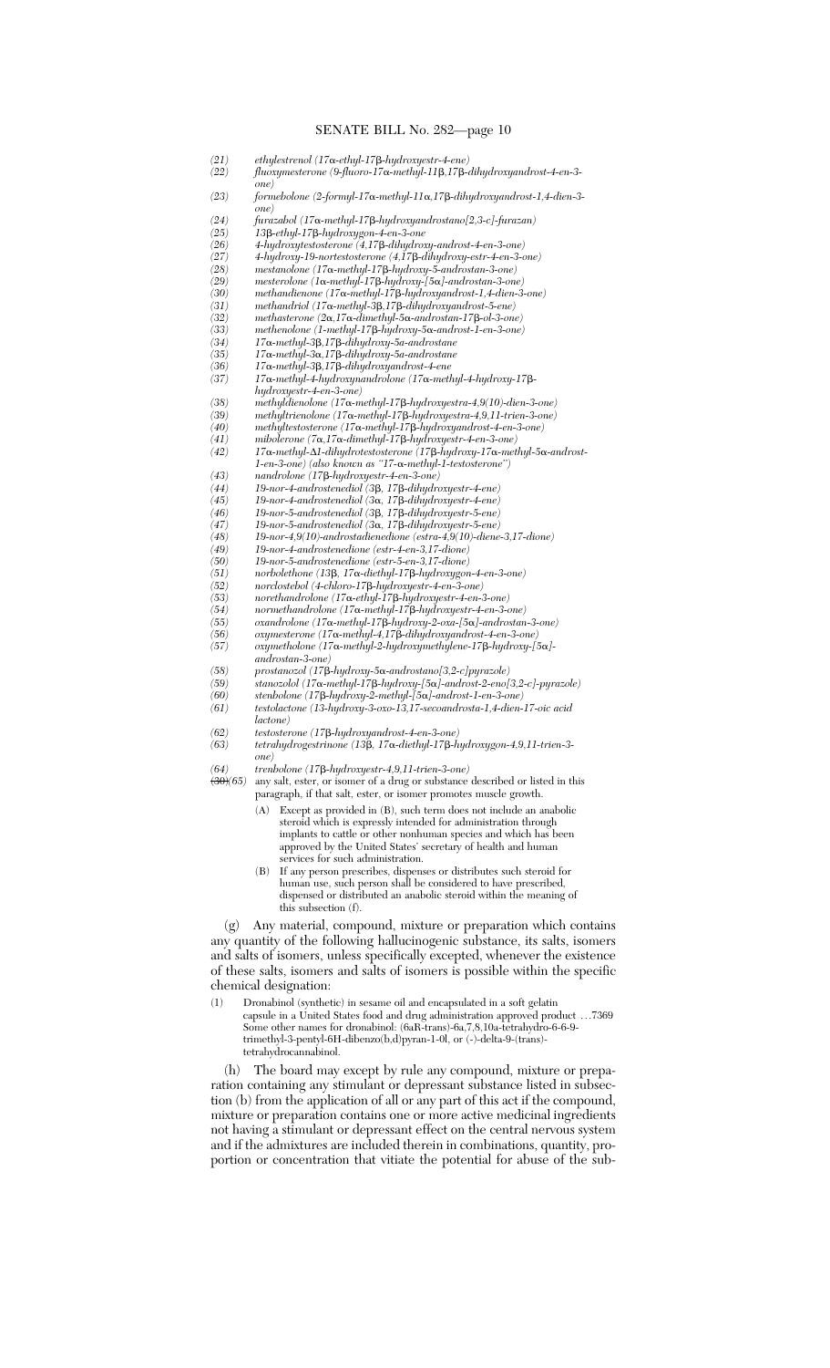*(21)* *ethylestrenol (17α-ethyl-17β-hydroxyestr-4-ene)*
*(22)* *fluoxymesterone (9-fluoro-17α-methyl-11β,17β-dihydroxyandrost-4-en-3-one)*
*(23)* *formebolone (2-formyl-17α-methyl-11α,17β-dihydroxyandrost-1,4-dien-3-one)*
*(24)* *furazabol (17α-methyl-17β-hydroxyandrostano[2,3-c]-furazan)*
*(25)* *13β-ethyl-17β-hydroxygon-4-en-3-one*
*(26)* *4-hydroxytestosterone (4,17β-dihydroxy-androst-4-en-3-one)*
*(27)* *4-hydroxy-19-nortestosterone (4,17β-dihydroxy-estr-4-en-3-one)*
*(28)* *mestanolone (17α-methyl-17β-hydroxy-5-androstan-3-one)*
*(29)* *mesterolone (1α-methyl-17β-hydroxy-[5α]-androstan-3-one)*
*(30)* *methandienone (17α-methyl-17β-hydroxyandrost-1,4-dien-3-one)*
*(31)* *methandriol (17α-methyl-3β,17β-dihydroxyandrost-5-ene)*
*(32)* *methasterone (2α,17α-dimethyl-5α-androstan-17β-ol-3-one)*
*(33)* *methenolone (1-methyl-17β-hydroxy-5α-androst-1-en-3-one)*
*(34)* *17α-methyl-3β,17β-dihydroxy-5a-androstane*
*(35)* *17α-methyl-3α,17β-dihydroxy-5a-androstane*
*(36)* *17α-methyl-3β,17β-dihydroxyandrost-4-ene*
*(37)* *17α-methyl-4-hydroxynandrolone (17α-methyl-4-hydroxy-17β-hydroxyestr-4-en-3-one)*
*(38)* *methyldienolone (17α-methyl-17β-hydroxyestra-4,9(10)-dien-3-one)*
*(39)* *methyltrienolone (17α-methyl-17β-hydroxyestra-4,9,11-trien-3-one)*
*(40)* *methyltestosterone (17α-methyl-17β-hydroxyandrost-4-en-3-one)*
*(41)* *mibolerone (7α,17α-dimethyl-17β-hydroxyestr-4-en-3-one)*
*(42)* *17α-methyl-Δ1-dihydrotestosterone (17β-hydroxy-17α-methyl-5α-androst-1-en-3-one) (also known as "17-α-methyl-1-testosterone")*
*(43)* *nandrolone (17β-hydroxyestr-4-en-3-one)*
*(44)* *19-nor-4-androstenediol (3β, 17β-dihydroxyestr-4-ene)*
*(45)* *19-nor-4-androstenediol (3α, 17β-dihydroxyestr-4-ene)*
*(46)* *19-nor-5-androstenediol (3β, 17β-dihydroxyestr-5-ene)*
*(47)* *19-nor-5-androstenediol (3α, 17β-dihydroxyestr-5-ene)*
*(48)* *19-nor-4,9(10)-androstadienedione (estra-4,9(10)-diene-3,17-dione)*
*(49)* *19-nor-4-androstenedione (estr-4-en-3,17-dione)*
*(50)* *19-nor-5-androstenedione (estr-5-en-3,17-dione)*
*(51)* *norbolethone (13β, 17α-diethyl-17β-hydroxygon-4-en-3-one)*
*(52)* *norclostebol (4-chloro-17β-hydroxyestr-4-en-3-one)*
*(53)* *norethandrolone (17α-ethyl-17β-hydroxyestr-4-en-3-one)*
*(54)* *normethandrolone (17α-methyl-17β-hydroxyestr-4-en-3-one)*
*(55)* *oxandrolone (17α-methyl-17β-hydroxy-2-oxa-[5α]-androstan-3-one)*
*(56)* *oxymesterone (17α-methyl-4,17β-dihydroxyandrost-4-en-3-one)*
*(57)* *oxymetholone (17α-methyl-2-hydroxymethylene-17β-hydroxy-[5α]-androstan-3-one)*
*(58)* *prostanozol (17β-hydroxy-5α-androstano[3,2-c]pyrazole)*
*(59)* *stanozolol (17α-methyl-17β-hydroxy-[5α]-androst-2-eno[3,2-c]-pyrazole)*
*(60)* *stenbolone (17β-hydroxy-2-methyl-[5α]-androst-1-en-3-one)*
*(61)* *testolactone (13-hydroxy-3-oxo-13,17-secoandrosta-1,4-dien-17-oic acid lactone)*
*(62)* *testosterone (17β-hydroxyandrost-4-en-3-one)*
*(63)* *tetrahydrogestrinone (13β, 17α-diethyl-17β-hydroxygon-4,9,11-trien-3-one)*
*(64)* *trenbolone (17β-hydroxyestr-4,9,11-trien-3-one)*
~~(30)~~*(65)* any salt, ester, or isomer of a drug or substance described or listed in this paragraph, if that salt, ester, or isomer promotes muscle growth.

(A) Except as provided in (B), such term does not include an anabolic steroid which is expressly intended for administration through implants to cattle or other nonhuman species and which has been approved by the United States' secretary of health and human services for such administration.

(B) If any person prescribes, dispenses or distributes such steroid for human use, such person shall be considered to have prescribed, dispensed or distributed an anabolic steroid within the meaning of this subsection (f).

(g) Any material, compound, mixture or preparation which contains any quantity of the following hallucinogenic substance, its salts, isomers and salts of isomers, unless specifically excepted, whenever the existence of these salts, isomers and salts of isomers is possible within the specific chemical designation:

(1) Dronabinol (synthetic) in sesame oil and encapsulated in a soft gelatin capsule in a United States food and drug administration approved product …7369
Some other names for dronabinol: (6aR-trans)-6a,7,8,10a-tetrahydro-6-6-9-trimethyl-3-pentyl-6H-dibenzo(b,d)pyran-1-0l, or (-)-delta-9-(trans)-tetrahydrocannabinol.

(h) The board may except by rule any compound, mixture or preparation containing any stimulant or depressant substance listed in subsection (b) from the application of all or any part of this act if the compound, mixture or preparation contains one or more active medicinal ingredients not having a stimulant or depressant effect on the central nervous system and if the admixtures are included therein in combinations, quantity, proportion or concentration that vitiate the potential for abuse of the sub-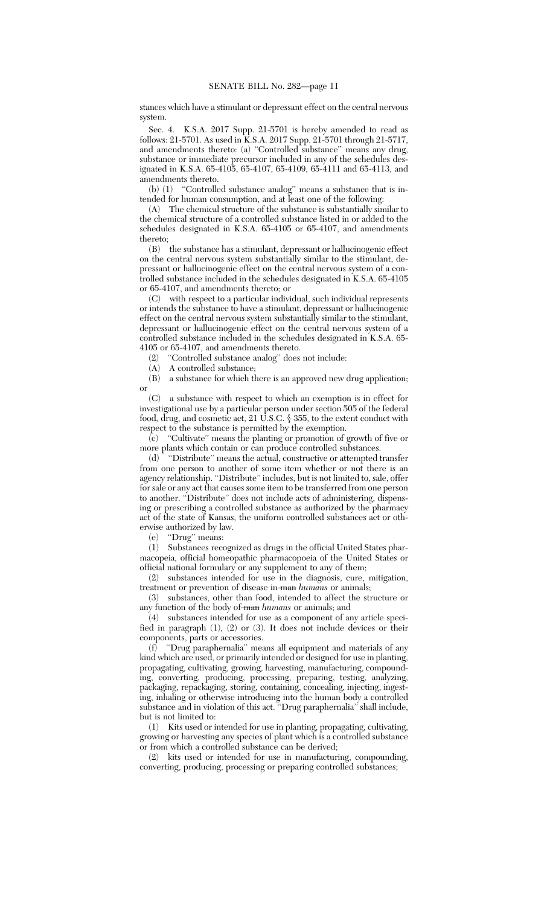stances which have a stimulant or depressant effect on the central nervous system.

Sec. 4. K.S.A. 2017 Supp. 21-5701 is hereby amended to read as follows: 21-5701. As used in K.S.A. 2017 Supp. 21-5701 through 21-5717, and amendments thereto: (a) "Controlled substance" means any drug, substance or immediate precursor included in any of the schedules designated in K.S.A. 65-4105, 65-4107, 65-4109, 65-4111 and 65-4113, and amendments thereto.

(b) (1) "Controlled substance analog" means a substance that is intended for human consumption, and at least one of the following:

(A) The chemical structure of the substance is substantially similar to the chemical structure of a controlled substance listed in or added to the schedules designated in K.S.A. 65-4105 or 65-4107, and amendments thereto;

(B) the substance has a stimulant, depressant or hallucinogenic effect on the central nervous system substantially similar to the stimulant, depressant or hallucinogenic effect on the central nervous system of a controlled substance included in the schedules designated in K.S.A. 65-4105 or 65-4107, and amendments thereto; or

(C) with respect to a particular individual, such individual represents or intends the substance to have a stimulant, depressant or hallucinogenic effect on the central nervous system substantially similar to the stimulant, depressant or hallucinogenic effect on the central nervous system of a controlled substance included in the schedules designated in K.S.A. 65-4105 or 65-4107, and amendments thereto.

(2) "Controlled substance analog" does not include:

(A) A controlled substance;

(B) a substance for which there is an approved new drug application; or

(C) a substance with respect to which an exemption is in effect for investigational use by a particular person under section 505 of the federal food, drug, and cosmetic act, 21 U.S.C. § 355, to the extent conduct with respect to the substance is permitted by the exemption.

(c) "Cultivate" means the planting or promotion of growth of five or more plants which contain or can produce controlled substances.

(d) "Distribute" means the actual, constructive or attempted transfer from one person to another of some item whether or not there is an agency relationship. "Distribute" includes, but is not limited to, sale, offer for sale or any act that causes some item to be transferred from one person to another. "Distribute" does not include acts of administering, dispensing or prescribing a controlled substance as authorized by the pharmacy act of the state of Kansas, the uniform controlled substances act or otherwise authorized by law.

(e) "Drug" means:

(1) Substances recognized as drugs in the official United States pharmacopeia, official homeopathic pharmacopoeia of the United States or official national formulary or any supplement to any of them;

(2) substances intended for use in the diagnosis, cure, mitigation, treatment or prevention of disease in ~~man~~ *humans* or animals;

(3) substances, other than food, intended to affect the structure or any function of the body of ~~man~~ *humans* or animals; and

(4) substances intended for use as a component of any article specified in paragraph (1), (2) or (3). It does not include devices or their components, parts or accessories.

(f) "Drug paraphernalia" means all equipment and materials of any kind which are used, or primarily intended or designed for use in planting, propagating, cultivating, growing, harvesting, manufacturing, compounding, converting, producing, processing, preparing, testing, analyzing, packaging, repackaging, storing, containing, concealing, injecting, ingesting, inhaling or otherwise introducing into the human body a controlled substance and in violation of this act. "Drug paraphernalia" shall include, but is not limited to:

(1) Kits used or intended for use in planting, propagating, cultivating, growing or harvesting any species of plant which is a controlled substance or from which a controlled substance can be derived;

(2) kits used or intended for use in manufacturing, compounding, converting, producing, processing or preparing controlled substances;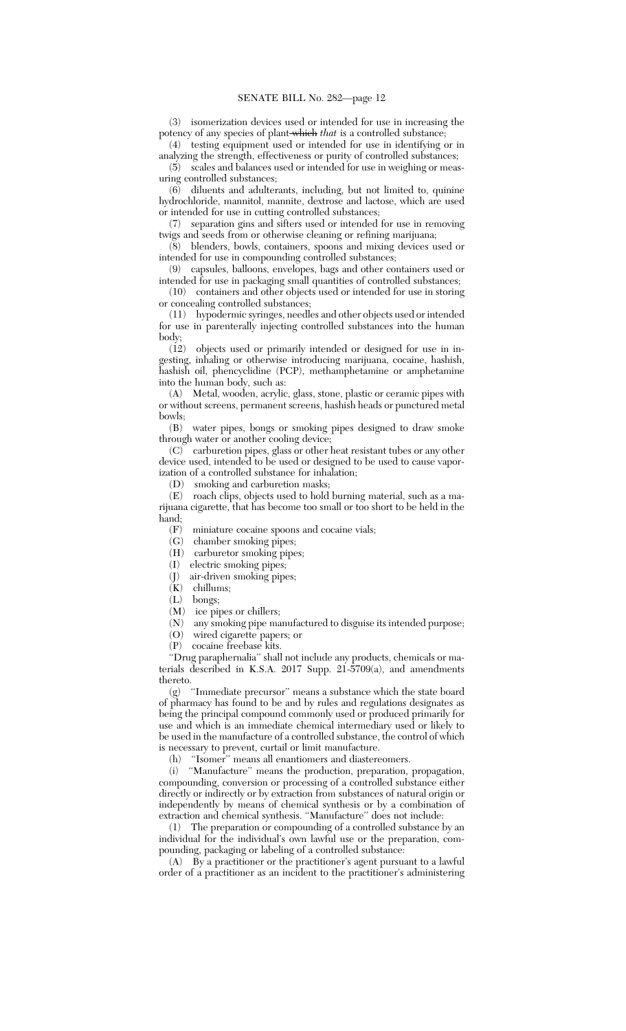(3) isomerization devices used or intended for use in increasing the potency of any species of plant ~~which~~ *that* is a controlled substance;

(4) testing equipment used or intended for use in identifying or in analyzing the strength, effectiveness or purity of controlled substances;

(5) scales and balances used or intended for use in weighing or measuring controlled substances;

(6) diluents and adulterants, including, but not limited to, quinine hydrochloride, mannitol, mannite, dextrose and lactose, which are used or intended for use in cutting controlled substances;

(7) separation gins and sifters used or intended for use in removing twigs and seeds from or otherwise cleaning or refining marijuana;

(8) blenders, bowls, containers, spoons and mixing devices used or intended for use in compounding controlled substances;

(9) capsules, balloons, envelopes, bags and other containers used or intended for use in packaging small quantities of controlled substances;

(10) containers and other objects used or intended for use in storing or concealing controlled substances;

(11) hypodermic syringes, needles and other objects used or intended for use in parenterally injecting controlled substances into the human body;

(12) objects used or primarily intended or designed for use in ingesting, inhaling or otherwise introducing marijuana, cocaine, hashish, hashish oil, phencyclidine (PCP), methamphetamine or amphetamine into the human body, such as:

(A) Metal, wooden, acrylic, glass, stone, plastic or ceramic pipes with or without screens, permanent screens, hashish heads or punctured metal bowls;

(B) water pipes, bongs or smoking pipes designed to draw smoke through water or another cooling device;

(C) carburetion pipes, glass or other heat resistant tubes or any other device used, intended to be used or designed to be used to cause vaporization of a controlled substance for inhalation;

(D) smoking and carburetion masks;

(E) roach clips, objects used to hold burning material, such as a marijuana cigarette, that has become too small or too short to be held in the hand;

(F) miniature cocaine spoons and cocaine vials;

(G) chamber smoking pipes;

(H) carburetor smoking pipes;

(I) electric smoking pipes;

(J) air-driven smoking pipes;

(K) chillums;

(L) bongs;

(M) ice pipes or chillers;

(N) any smoking pipe manufactured to disguise its intended purpose;

(O) wired cigarette papers; or

(P) cocaine freebase kits.

"Drug paraphernalia" shall not include any products, chemicals or materials described in K.S.A. 2017 Supp. 21-5709(a), and amendments thereto.

(g) "Immediate precursor" means a substance which the state board of pharmacy has found to be and by rules and regulations designates as being the principal compound commonly used or produced primarily for use and which is an immediate chemical intermediary used or likely to be used in the manufacture of a controlled substance, the control of which is necessary to prevent, curtail or limit manufacture.

(h) "Isomer" means all enantiomers and diastereomers.

(i) "Manufacture" means the production, preparation, propagation, compounding, conversion or processing of a controlled substance either directly or indirectly or by extraction from substances of natural origin or independently by means of chemical synthesis or by a combination of extraction and chemical synthesis. "Manufacture" does not include:

(1) The preparation or compounding of a controlled substance by an individual for the individual's own lawful use or the preparation, compounding, packaging or labeling of a controlled substance:

(A) By a practitioner or the practitioner's agent pursuant to a lawful order of a practitioner as an incident to the practitioner's administering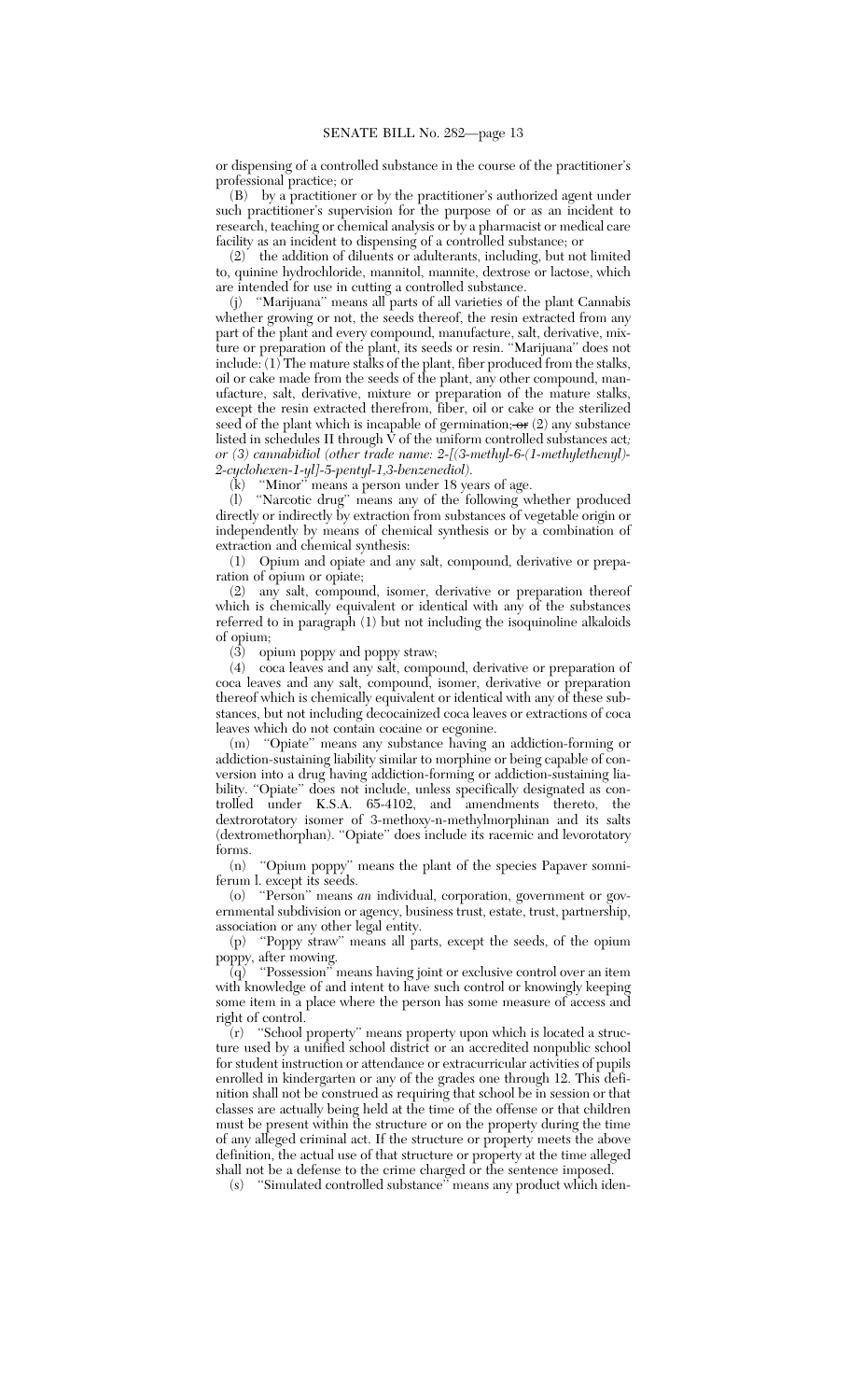or dispensing of a controlled substance in the course of the practitioner's professional practice; or

(B) by a practitioner or by the practitioner's authorized agent under such practitioner's supervision for the purpose of or as an incident to research, teaching or chemical analysis or by a pharmacist or medical care facility as an incident to dispensing of a controlled substance; or

(2) the addition of diluents or adulterants, including, but not limited to, quinine hydrochloride, mannitol, mannite, dextrose or lactose, which are intended for use in cutting a controlled substance.

(j) "Marijuana" means all parts of all varieties of the plant Cannabis whether growing or not, the seeds thereof, the resin extracted from any part of the plant and every compound, manufacture, salt, derivative, mixture or preparation of the plant, its seeds or resin. "Marijuana" does not include: (1) The mature stalks of the plant, fiber produced from the stalks, oil or cake made from the seeds of the plant, any other compound, manufacture, salt, derivative, mixture or preparation of the mature stalks, except the resin extracted therefrom, fiber, oil or cake or the sterilized seed of the plant which is incapable of germination; ~~or~~ (2) any substance listed in schedules II through V of the uniform controlled substances act*; or (3) cannabidiol (other trade name: 2-[(3-methyl-6-(1-methylethenyl)-2-cyclohexen-1-yl]-5-pentyl-1,3-benzenediol)*.

(k) "Minor" means a person under 18 years of age.

(l) "Narcotic drug" means any of the following whether produced directly or indirectly by extraction from substances of vegetable origin or independently by means of chemical synthesis or by a combination of extraction and chemical synthesis:

(1) Opium and opiate and any salt, compound, derivative or preparation of opium or opiate;

(2) any salt, compound, isomer, derivative or preparation thereof which is chemically equivalent or identical with any of the substances referred to in paragraph (1) but not including the isoquinoline alkaloids of opium;

(3) opium poppy and poppy straw;

(4) coca leaves and any salt, compound, derivative or preparation of coca leaves and any salt, compound, isomer, derivative or preparation thereof which is chemically equivalent or identical with any of these substances, but not including decocainized coca leaves or extractions of coca leaves which do not contain cocaine or ecgonine.

(m) "Opiate" means any substance having an addiction-forming or addiction-sustaining liability similar to morphine or being capable of conversion into a drug having addiction-forming or addiction-sustaining liability. "Opiate" does not include, unless specifically designated as controlled under K.S.A. 65-4102, and amendments thereto, the dextrorotatory isomer of 3-methoxy-n-methylmorphinan and its salts (dextromethorphan). "Opiate" does include its racemic and levorotatory forms.

(n) "Opium poppy" means the plant of the species Papaver somniferum l. except its seeds.

(o) "Person" means *an* individual, corporation, government or governmental subdivision or agency, business trust, estate, trust, partnership, association or any other legal entity.

(p) "Poppy straw" means all parts, except the seeds, of the opium poppy, after mowing.

(q) "Possession" means having joint or exclusive control over an item with knowledge of and intent to have such control or knowingly keeping some item in a place where the person has some measure of access and right of control.

(r) "School property" means property upon which is located a structure used by a unified school district or an accredited nonpublic school for student instruction or attendance or extracurricular activities of pupils enrolled in kindergarten or any of the grades one through 12. This definition shall not be construed as requiring that school be in session or that classes are actually being held at the time of the offense or that children must be present within the structure or on the property during the time of any alleged criminal act. If the structure or property meets the above definition, the actual use of that structure or property at the time alleged shall not be a defense to the crime charged or the sentence imposed.

(s) "Simulated controlled substance" means any product which iden-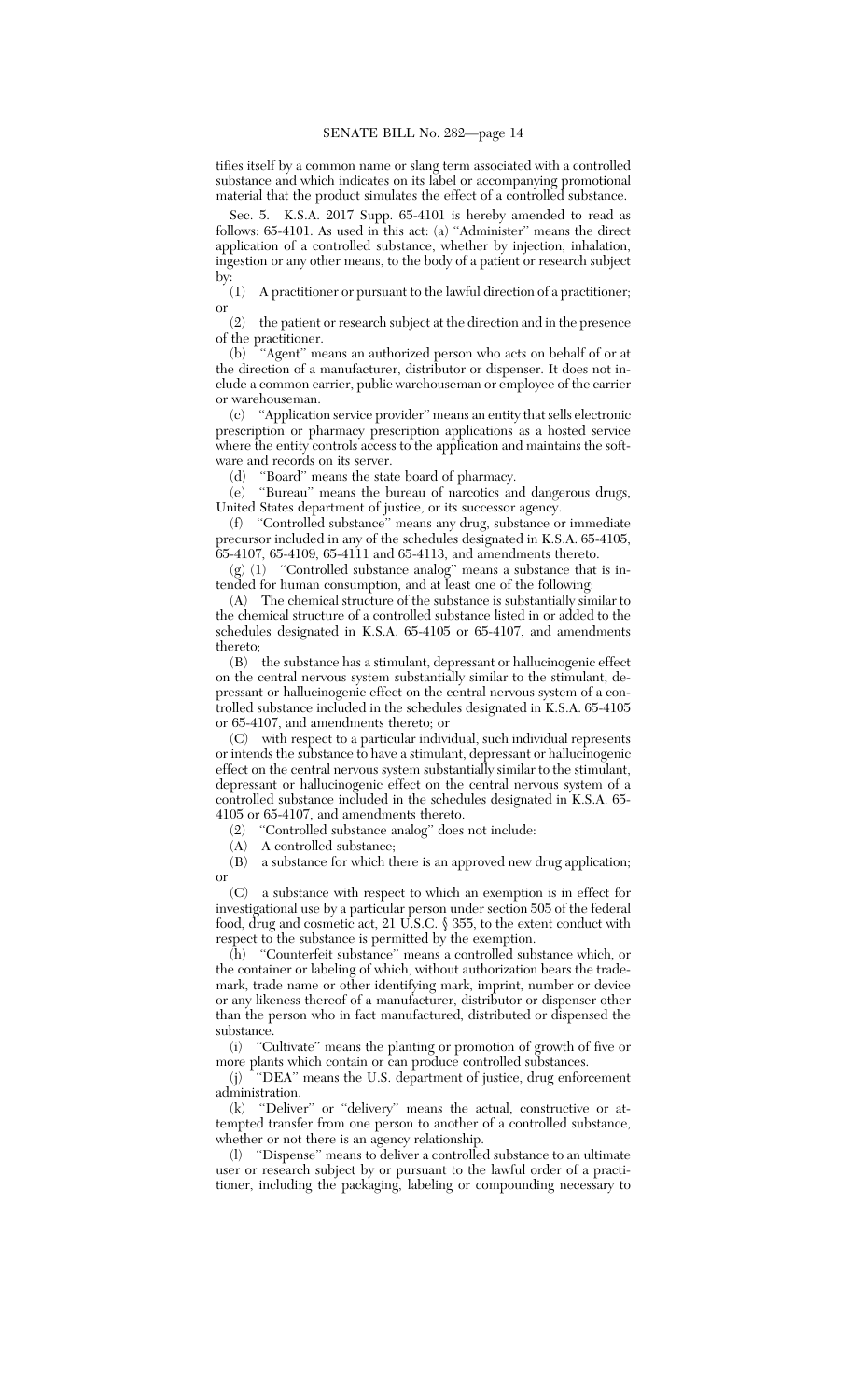tifies itself by a common name or slang term associated with a controlled substance and which indicates on its label or accompanying promotional material that the product simulates the effect of a controlled substance.

Sec. 5. K.S.A. 2017 Supp. 65-4101 is hereby amended to read as follows: 65-4101. As used in this act: (a) "Administer" means the direct application of a controlled substance, whether by injection, inhalation, ingestion or any other means, to the body of a patient or research subject by:

(1) A practitioner or pursuant to the lawful direction of a practitioner; or

(2) the patient or research subject at the direction and in the presence of the practitioner.

(b) "Agent" means an authorized person who acts on behalf of or at the direction of a manufacturer, distributor or dispenser. It does not include a common carrier, public warehouseman or employee of the carrier or warehouseman.

(c) "Application service provider" means an entity that sells electronic prescription or pharmacy prescription applications as a hosted service where the entity controls access to the application and maintains the software and records on its server.

(d) "Board" means the state board of pharmacy.

(e) "Bureau" means the bureau of narcotics and dangerous drugs, United States department of justice, or its successor agency.

(f) "Controlled substance" means any drug, substance or immediate precursor included in any of the schedules designated in K.S.A. 65-4105, 65-4107, 65-4109, 65-4111 and 65-4113, and amendments thereto.

(g) (1) "Controlled substance analog" means a substance that is intended for human consumption, and at least one of the following:

(A) The chemical structure of the substance is substantially similar to the chemical structure of a controlled substance listed in or added to the schedules designated in K.S.A. 65-4105 or 65-4107, and amendments thereto;

(B) the substance has a stimulant, depressant or hallucinogenic effect on the central nervous system substantially similar to the stimulant, depressant or hallucinogenic effect on the central nervous system of a controlled substance included in the schedules designated in K.S.A. 65-4105 or 65-4107, and amendments thereto; or

(C) with respect to a particular individual, such individual represents or intends the substance to have a stimulant, depressant or hallucinogenic effect on the central nervous system substantially similar to the stimulant, depressant or hallucinogenic effect on the central nervous system of a controlled substance included in the schedules designated in K.S.A. 65-4105 or 65-4107, and amendments thereto.

(2) "Controlled substance analog" does not include:

(A) A controlled substance;

(B) a substance for which there is an approved new drug application; or

(C) a substance with respect to which an exemption is in effect for investigational use by a particular person under section 505 of the federal food, drug and cosmetic act, 21 U.S.C. § 355, to the extent conduct with respect to the substance is permitted by the exemption.

(h) "Counterfeit substance" means a controlled substance which, or the container or labeling of which, without authorization bears the trademark, trade name or other identifying mark, imprint, number or device or any likeness thereof of a manufacturer, distributor or dispenser other than the person who in fact manufactured, distributed or dispensed the substance.

(i) "Cultivate" means the planting or promotion of growth of five or more plants which contain or can produce controlled substances.

(j) "DEA" means the U.S. department of justice, drug enforcement administration.

(k) "Deliver" or "delivery" means the actual, constructive or attempted transfer from one person to another of a controlled substance, whether or not there is an agency relationship.

(l) "Dispense" means to deliver a controlled substance to an ultimate user or research subject by or pursuant to the lawful order of a practitioner, including the packaging, labeling or compounding necessary to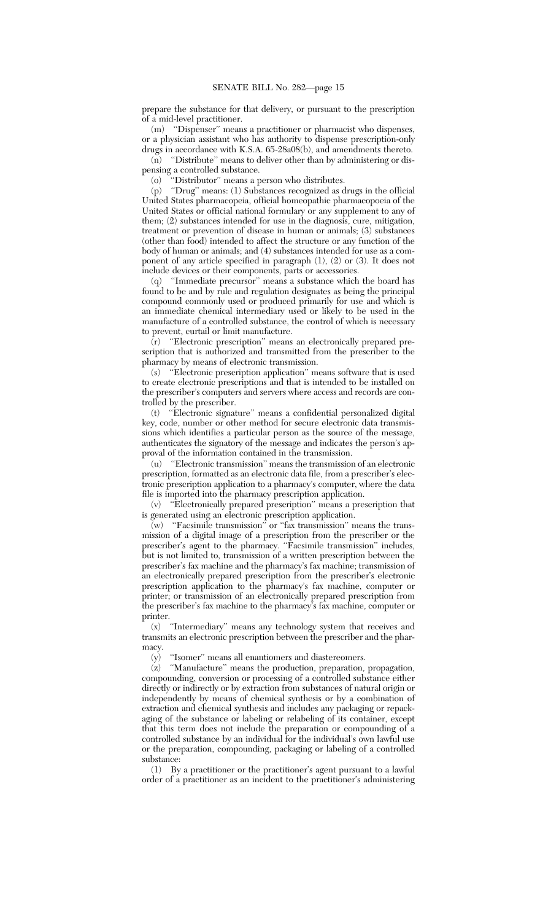prepare the substance for that delivery, or pursuant to the prescription of a mid-level practitioner.

(m) "Dispenser" means a practitioner or pharmacist who dispenses, or a physician assistant who has authority to dispense prescription-only drugs in accordance with K.S.A. 65-28a08(b), and amendments thereto.

(n) "Distribute" means to deliver other than by administering or dispensing a controlled substance.

(o) "Distributor" means a person who distributes.

(p) "Drug" means: (1) Substances recognized as drugs in the official United States pharmacopeia, official homeopathic pharmacopoeia of the United States or official national formulary or any supplement to any of them; (2) substances intended for use in the diagnosis, cure, mitigation, treatment or prevention of disease in human or animals; (3) substances (other than food) intended to affect the structure or any function of the body of human or animals; and (4) substances intended for use as a component of any article specified in paragraph (1), (2) or (3). It does not include devices or their components, parts or accessories.

(q) "Immediate precursor" means a substance which the board has found to be and by rule and regulation designates as being the principal compound commonly used or produced primarily for use and which is an immediate chemical intermediary used or likely to be used in the manufacture of a controlled substance, the control of which is necessary to prevent, curtail or limit manufacture.

(r) "Electronic prescription" means an electronically prepared prescription that is authorized and transmitted from the prescriber to the pharmacy by means of electronic transmission.

(s) "Electronic prescription application" means software that is used to create electronic prescriptions and that is intended to be installed on the prescriber's computers and servers where access and records are controlled by the prescriber.

(t) "Electronic signature" means a confidential personalized digital key, code, number or other method for secure electronic data transmissions which identifies a particular person as the source of the message, authenticates the signatory of the message and indicates the person's approval of the information contained in the transmission.

(u) "Electronic transmission" means the transmission of an electronic prescription, formatted as an electronic data file, from a prescriber's electronic prescription application to a pharmacy's computer, where the data file is imported into the pharmacy prescription application.

(v) "Electronically prepared prescription" means a prescription that is generated using an electronic prescription application.

(w) "Facsimile transmission" or "fax transmission" means the transmission of a digital image of a prescription from the prescriber or the prescriber's agent to the pharmacy. "Facsimile transmission" includes, but is not limited to, transmission of a written prescription between the prescriber's fax machine and the pharmacy's fax machine; transmission of an electronically prepared prescription from the prescriber's electronic prescription application to the pharmacy's fax machine, computer or printer; or transmission of an electronically prepared prescription from the prescriber's fax machine to the pharmacy's fax machine, computer or printer.

(x) "Intermediary" means any technology system that receives and transmits an electronic prescription between the prescriber and the pharmacy.

(y) "Isomer" means all enantiomers and diastereomers.

(z) "Manufacture" means the production, preparation, propagation, compounding, conversion or processing of a controlled substance either directly or indirectly or by extraction from substances of natural origin or independently by means of chemical synthesis or by a combination of extraction and chemical synthesis and includes any packaging or repackaging of the substance or labeling or relabeling of its container, except that this term does not include the preparation or compounding of a controlled substance by an individual for the individual's own lawful use or the preparation, compounding, packaging or labeling of a controlled substance:

(1) By a practitioner or the practitioner's agent pursuant to a lawful order of a practitioner as an incident to the practitioner's administering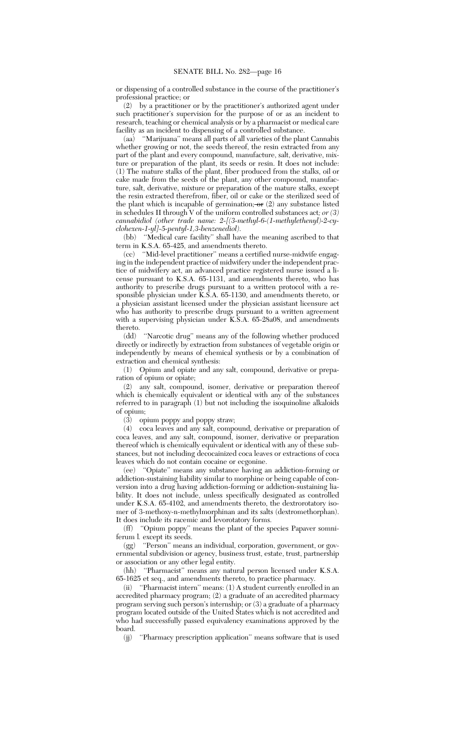or dispensing of a controlled substance in the course of the practitioner's professional practice; or

(2) by a practitioner or by the practitioner's authorized agent under such practitioner's supervision for the purpose of or as an incident to research, teaching or chemical analysis or by a pharmacist or medical care facility as an incident to dispensing of a controlled substance.

(aa) "Marijuana" means all parts of all varieties of the plant Cannabis whether growing or not, the seeds thereof, the resin extracted from any part of the plant and every compound, manufacture, salt, derivative, mixture or preparation of the plant, its seeds or resin. It does not include: (1) The mature stalks of the plant, fiber produced from the stalks, oil or cake made from the seeds of the plant, any other compound, manufacture, salt, derivative, mixture or preparation of the mature stalks, except the resin extracted therefrom, fiber, oil or cake or the sterilized seed of the plant which is incapable of germination; ~~or~~ (2) any substance listed in schedules II through V of the uniform controlled substances act*; or (3) cannabidiol (other trade name: 2-[(3-methyl-6-(1-methylethenyl)-2-cyclohexen-1-yl]-5-pentyl-1,3-benzenediol)*.

(bb) "Medical care facility" shall have the meaning ascribed to that term in K.S.A. 65-425, and amendments thereto.

(cc) "Mid-level practitioner" means a certified nurse-midwife engaging in the independent practice of midwifery under the independent practice of midwifery act, an advanced practice registered nurse issued a license pursuant to K.S.A. 65-1131, and amendments thereto, who has authority to prescribe drugs pursuant to a written protocol with a responsible physician under K.S.A. 65-1130, and amendments thereto, or a physician assistant licensed under the physician assistant licensure act who has authority to prescribe drugs pursuant to a written agreement with a supervising physician under K.S.A. 65-28a08, and amendments thereto.

(dd) "Narcotic drug" means any of the following whether produced directly or indirectly by extraction from substances of vegetable origin or independently by means of chemical synthesis or by a combination of extraction and chemical synthesis:

(1) Opium and opiate and any salt, compound, derivative or preparation of opium or opiate;

(2) any salt, compound, isomer, derivative or preparation thereof which is chemically equivalent or identical with any of the substances referred to in paragraph (1) but not including the isoquinoline alkaloids of opium;

(3) opium poppy and poppy straw;

(4) coca leaves and any salt, compound, derivative or preparation of coca leaves, and any salt, compound, isomer, derivative or preparation thereof which is chemically equivalent or identical with any of these substances, but not including decocainized coca leaves or extractions of coca leaves which do not contain cocaine or ecgonine.

(ee) "Opiate" means any substance having an addiction-forming or addiction-sustaining liability similar to morphine or being capable of conversion into a drug having addiction-forming or addiction-sustaining liability. It does not include, unless specifically designated as controlled under K.S.A. 65-4102, and amendments thereto, the dextrorotatory isomer of 3-methoxy-n-methylmorphinan and its salts (dextromethorphan). It does include its racemic and levorotatory forms.

(ff) "Opium poppy" means the plant of the species Papaver somniferum l. except its seeds.

(gg) "Person" means an individual, corporation, government, or governmental subdivision or agency, business trust, estate, trust, partnership or association or any other legal entity.

(hh) "Pharmacist" means any natural person licensed under K.S.A. 65-1625 et seq., and amendments thereto, to practice pharmacy.

(ii) "Pharmacist intern" means: (1) A student currently enrolled in an accredited pharmacy program; (2) a graduate of an accredited pharmacy program serving such person's internship; or (3) a graduate of a pharmacy program located outside of the United States which is not accredited and who had successfully passed equivalency examinations approved by the board.

(jj) "Pharmacy prescription application" means software that is used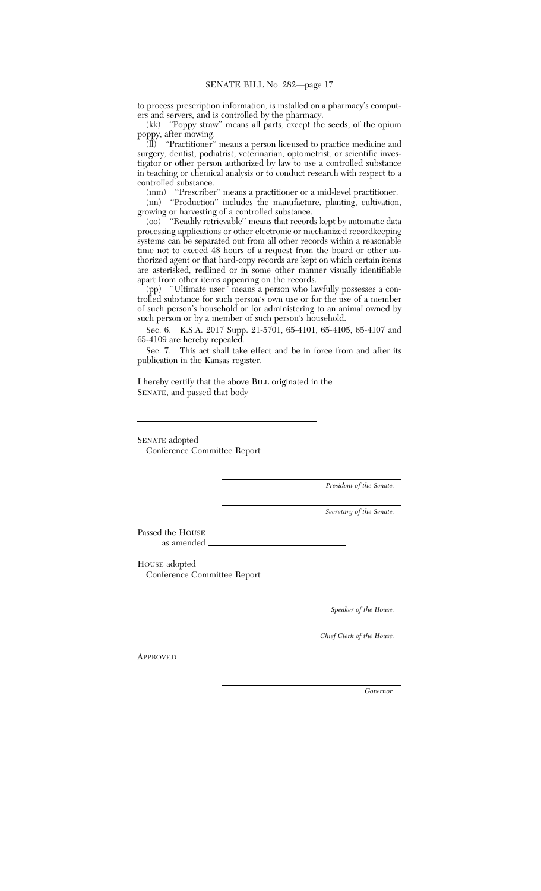to process prescription information, is installed on a pharmacy's computers and servers, and is controlled by the pharmacy.

(kk) "Poppy straw" means all parts, except the seeds, of the opium poppy, after mowing.

(ll) "Practitioner" means a person licensed to practice medicine and surgery, dentist, podiatrist, veterinarian, optometrist, or scientific investigator or other person authorized by law to use a controlled substance in teaching or chemical analysis or to conduct research with respect to a controlled substance.

(mm) "Prescriber" means a practitioner or a mid-level practitioner.

(nn) "Production" includes the manufacture, planting, cultivation, growing or harvesting of a controlled substance.

(oo) "Readily retrievable" means that records kept by automatic data processing applications or other electronic or mechanized recordkeeping systems can be separated out from all other records within a reasonable time not to exceed 48 hours of a request from the board or other authorized agent or that hard-copy records are kept on which certain items are asterisked, redlined or in some other manner visually identifiable apart from other items appearing on the records.

(pp) "Ultimate user" means a person who lawfully possesses a controlled substance for such person's own use or for the use of a member of such person's household or for administering to an animal owned by such person or by a member of such person's household.

Sec. 6. K.S.A. 2017 Supp. 21-5701, 65-4101, 65-4105, 65-4107 and 65-4109 are hereby repealed.

Sec. 7. This act shall take effect and be in force from and after its publication in the Kansas register.

I hereby certify that the above BILL originated in the SENATE, and passed that body

\_\_\_\_\_\_\_\_\_\_\_\_\_\_\_\_\_\_\_\_\_\_\_\_\_\_\_\_\_\_

SENATE adopted
Conference Committee Report \_\_\_\_\_\_\_\_\_\_\_\_\_\_\_\_\_\_\_\_\_\_\_\_

\_\_\_\_\_\_\_\_\_\_\_\_\_\_\_\_\_\_\_\_\_\_\_\_
*President of the Senate.*

\_\_\_\_\_\_\_\_\_\_\_\_\_\_\_\_\_\_\_\_\_\_\_\_
*Secretary of the Senate.*

Passed the HOUSE
as amended \_\_\_\_\_\_\_\_\_\_\_\_\_\_\_\_\_\_\_\_\_\_\_\_

HOUSE adopted
Conference Committee Report \_\_\_\_\_\_\_\_\_\_\_\_\_\_\_\_\_\_\_\_\_\_\_\_

\_\_\_\_\_\_\_\_\_\_\_\_\_\_\_\_\_\_\_\_\_\_\_\_
*Speaker of the House.*

\_\_\_\_\_\_\_\_\_\_\_\_\_\_\_\_\_\_\_\_\_\_\_\_
*Chief Clerk of the House.*

APPROVED \_\_\_\_\_\_\_\_\_\_\_\_\_\_\_\_\_\_\_\_\_\_\_\_

\_\_\_\_\_\_\_\_\_\_\_\_\_\_\_\_\_\_\_\_\_\_\_\_
*Governor.*